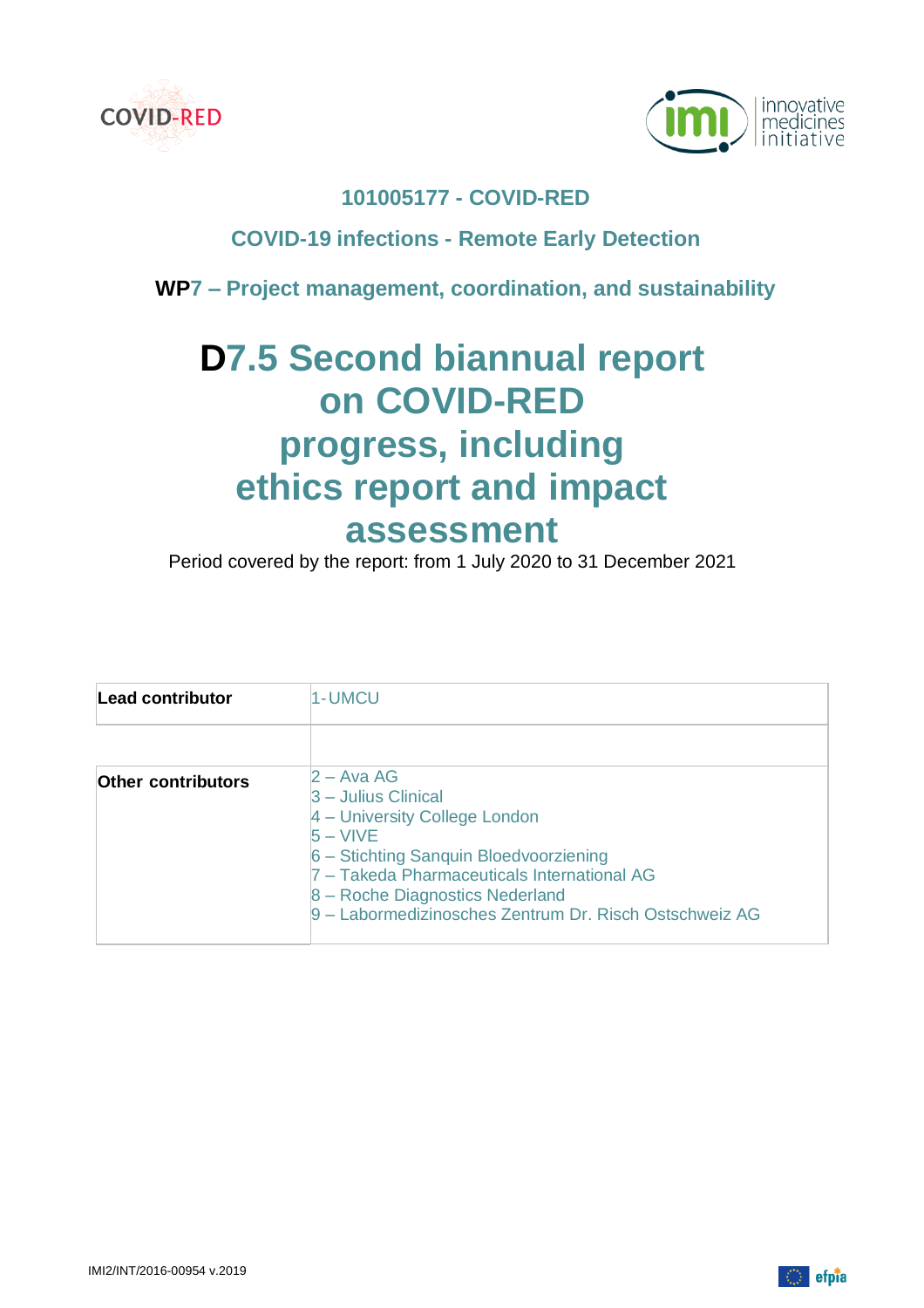**101005177 - COVID-RED**

**COVID-19 infections - Remote Early Detection**

**WP7 – Project management, coordination, and sustainability**

# D7.5 Second biannual report on COVID-RED progress, including ethics report and impact assessment

Period covered by the report: from 1 July 2020 to 31 December 2021

| **Lead contributor** | 1-UMCU |
|---|---|
| | |
| **Other contributors** | 2 – Ava AG<br>3 – Julius Clinical<br>4 – University College London<br>5 – VIVE<br>6 – Stichting Sanquin Bloedvoorziening<br>7 – Takeda Pharmaceuticals International AG<br>8 – Roche Diagnostics Nederland<br>9 – Labormedizinosches Zentrum Dr. Risch Ostschweiz AG |

IMI2/INT/2016-00954 v.2019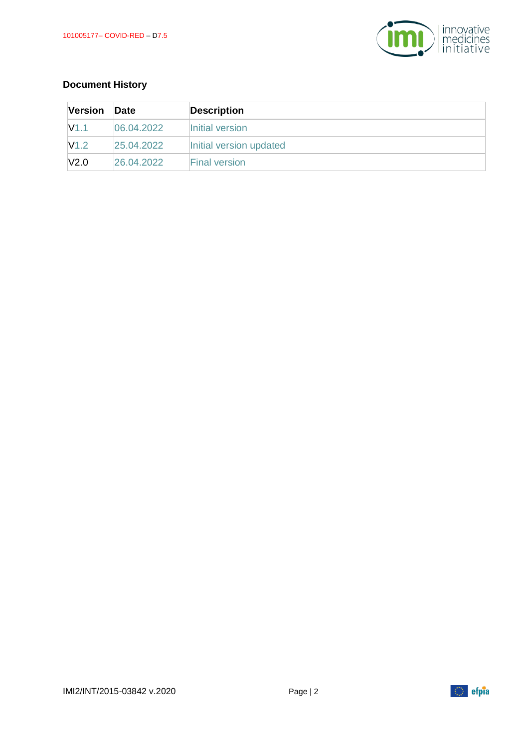**Document History**

| Version | Date | Description |
|---|---|---|
| V1.1 | 06.04.2022 | Initial version |
| V1.2 | 25.04.2022 | Initial version updated |
| V2.0 | 26.04.2022 | Final version |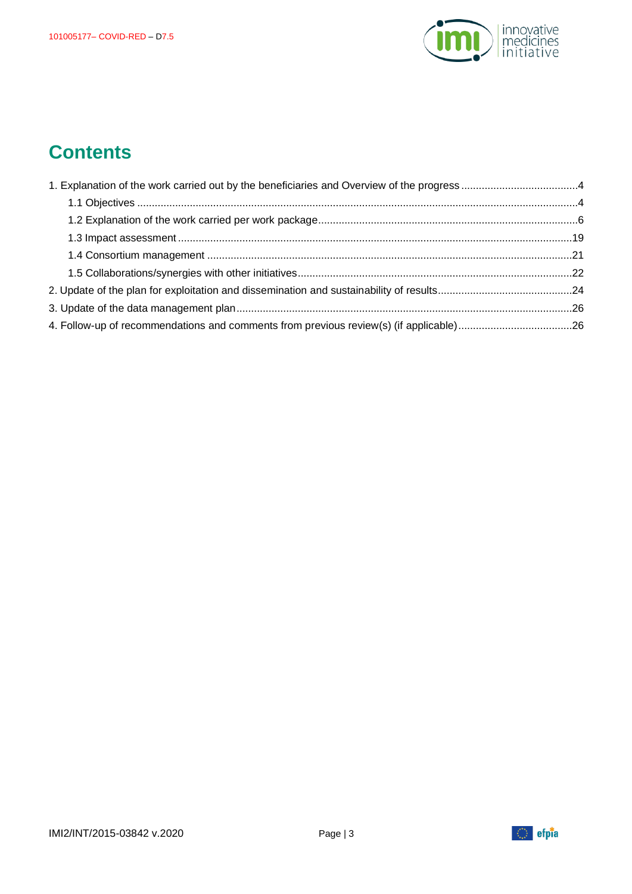# Contents

1. Explanation of the work carried out by the beneficiaries and Overview of the progress ....................................... 4
    - 1.1 Objectives ....................................................................................................................................... 4
    - 1.2 Explanation of the work carried per work package ........................................................................ 6
    - 1.3 Impact assessment ......................................................................................................................... 19
    - 1.4 Consortium management .............................................................................................................. 21
    - 1.5 Collaborations/synergies with other initiatives ............................................................................. 22
2. Update of the plan for exploitation and dissemination and sustainability of results .......................................... 24
3. Update of the data management plan ............................................................................................................... 26
4. Follow-up of recommendations and comments from previous review(s) (if applicable) ..................................... 26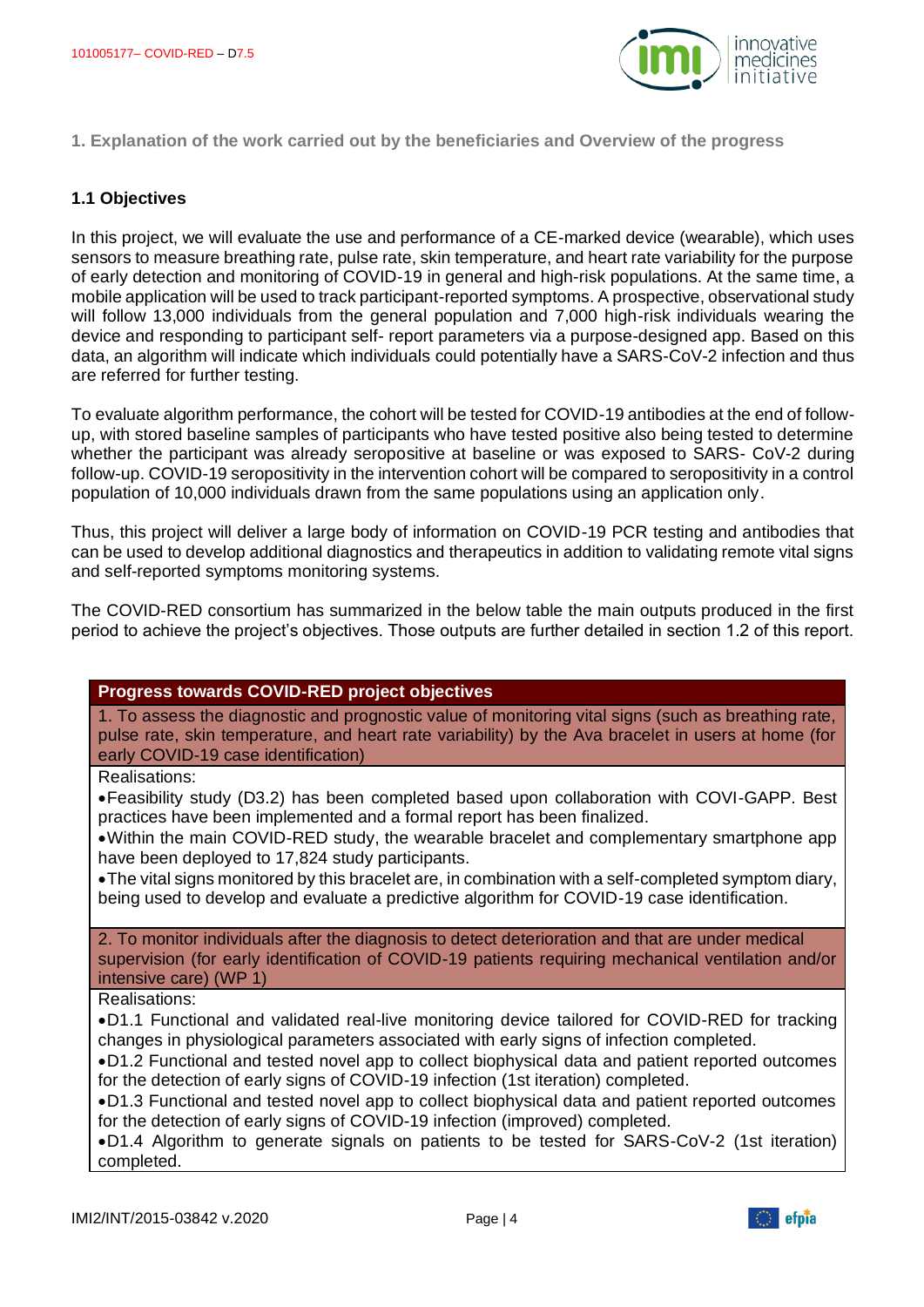## 1. Explanation of the work carried out by the beneficiaries and Overview of the progress

### 1.1 Objectives

In this project, we will evaluate the use and performance of a CE-marked device (wearable), which uses sensors to measure breathing rate, pulse rate, skin temperature, and heart rate variability for the purpose of early detection and monitoring of COVID-19 in general and high-risk populations. At the same time, a mobile application will be used to track participant-reported symptoms. A prospective, observational study will follow 13,000 individuals from the general population and 7,000 high-risk individuals wearing the device and responding to participant self- report parameters via a purpose-designed app. Based on this data, an algorithm will indicate which individuals could potentially have a SARS-CoV-2 infection and thus are referred for further testing.

To evaluate algorithm performance, the cohort will be tested for COVID-19 antibodies at the end of follow-up, with stored baseline samples of participants who have tested positive also being tested to determine whether the participant was already seropositive at baseline or was exposed to SARS- CoV-2 during follow-up. COVID-19 seropositivity in the intervention cohort will be compared to seropositivity in a control population of 10,000 individuals drawn from the same populations using an application only.

Thus, this project will deliver a large body of information on COVID-19 PCR testing and antibodies that can be used to develop additional diagnostics and therapeutics in addition to validating remote vital signs and self-reported symptoms monitoring systems.

The COVID-RED consortium has summarized in the below table the main outputs produced in the first period to achieve the project's objectives. Those outputs are further detailed in section 1.2 of this report.

| Progress towards COVID-RED project objectives |
| --- |
| 1. To assess the diagnostic and prognostic value of monitoring vital signs (such as breathing rate, pulse rate, skin temperature, and heart rate variability) by the Ava bracelet in users at home (for early COVID-19 case identification) |
| Realisations:<br>• Feasibility study (D3.2) has been completed based upon collaboration with COVI-GAPP. Best practices have been implemented and a formal report has been finalized.<br>• Within the main COVID-RED study, the wearable bracelet and complementary smartphone app have been deployed to 17,824 study participants.<br>• The vital signs monitored by this bracelet are, in combination with a self-completed symptom diary, being used to develop and evaluate a predictive algorithm for COVID-19 case identification. |
| 2. To monitor individuals after the diagnosis to detect deterioration and that are under medical supervision (for early identification of COVID-19 patients requiring mechanical ventilation and/or intensive care) (WP 1) |
| Realisations:<br>• D1.1 Functional and validated real-live monitoring device tailored for COVID-RED for tracking changes in physiological parameters associated with early signs of infection completed.<br>• D1.2 Functional and tested novel app to collect biophysical data and patient reported outcomes for the detection of early signs of COVID-19 infection (1st iteration) completed.<br>• D1.3 Functional and tested novel app to collect biophysical data and patient reported outcomes for the detection of early signs of COVID-19 infection (improved) completed.<br>• D1.4 Algorithm to generate signals on patients to be tested for SARS-CoV-2 (1st iteration) completed. |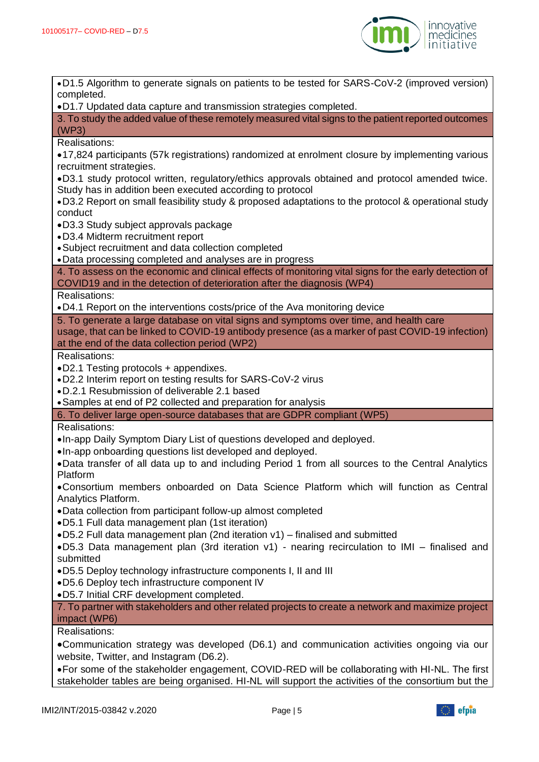- D1.5 Algorithm to generate signals on patients to be tested for SARS-CoV-2 (improved version) completed.
- D1.7 Updated data capture and transmission strategies completed.

**3. To study the added value of these remotely measured vital signs to the patient reported outcomes (WP3)**

Realisations:

- 17,824 participants (57k registrations) randomized at enrolment closure by implementing various recruitment strategies.
- D3.1 study protocol written, regulatory/ethics approvals obtained and protocol amended twice. Study has in addition been executed according to protocol
- D3.2 Report on small feasibility study & proposed adaptations to the protocol & operational study conduct
- D3.3 Study subject approvals package
- D3.4 Midterm recruitment report
- Subject recruitment and data collection completed
- Data processing completed and analyses are in progress

**4. To assess on the economic and clinical effects of monitoring vital signs for the early detection of COVID19 and in the detection of deterioration after the diagnosis (WP4)**

Realisations:

- D4.1 Report on the interventions costs/price of the Ava monitoring device

**5. To generate a large database on vital signs and symptoms over time, and health care usage, that can be linked to COVID-19 antibody presence (as a marker of past COVID-19 infection) at the end of the data collection period (WP2)**

Realisations:

- D2.1 Testing protocols + appendixes.
- D2.2 Interim report on testing results for SARS-CoV-2 virus
- D.2.1 Resubmission of deliverable 2.1 based
- Samples at end of P2 collected and preparation for analysis

**6. To deliver large open-source databases that are GDPR compliant (WP5)**

Realisations:

- In-app Daily Symptom Diary List of questions developed and deployed.
- In-app onboarding questions list developed and deployed.
- Data transfer of all data up to and including Period 1 from all sources to the Central Analytics Platform
- Consortium members onboarded on Data Science Platform which will function as Central Analytics Platform.
- Data collection from participant follow-up almost completed
- D5.1 Full data management plan (1st iteration)
- D5.2 Full data management plan (2nd iteration v1) – finalised and submitted
- D5.3 Data management plan (3rd iteration v1) - nearing recirculation to IMI – finalised and submitted
- D5.5 Deploy technology infrastructure components I, II and III
- D5.6 Deploy tech infrastructure component IV
- D5.7 Initial CRF development completed.

**7. To partner with stakeholders and other related projects to create a network and maximize project impact (WP6)**

Realisations:

- Communication strategy was developed (D6.1) and communication activities ongoing via our website, Twitter, and Instagram (D6.2).
- For some of the stakeholder engagement, COVID-RED will be collaborating with HI-NL. The first stakeholder tables are being organised. HI-NL will support the activities of the consortium but the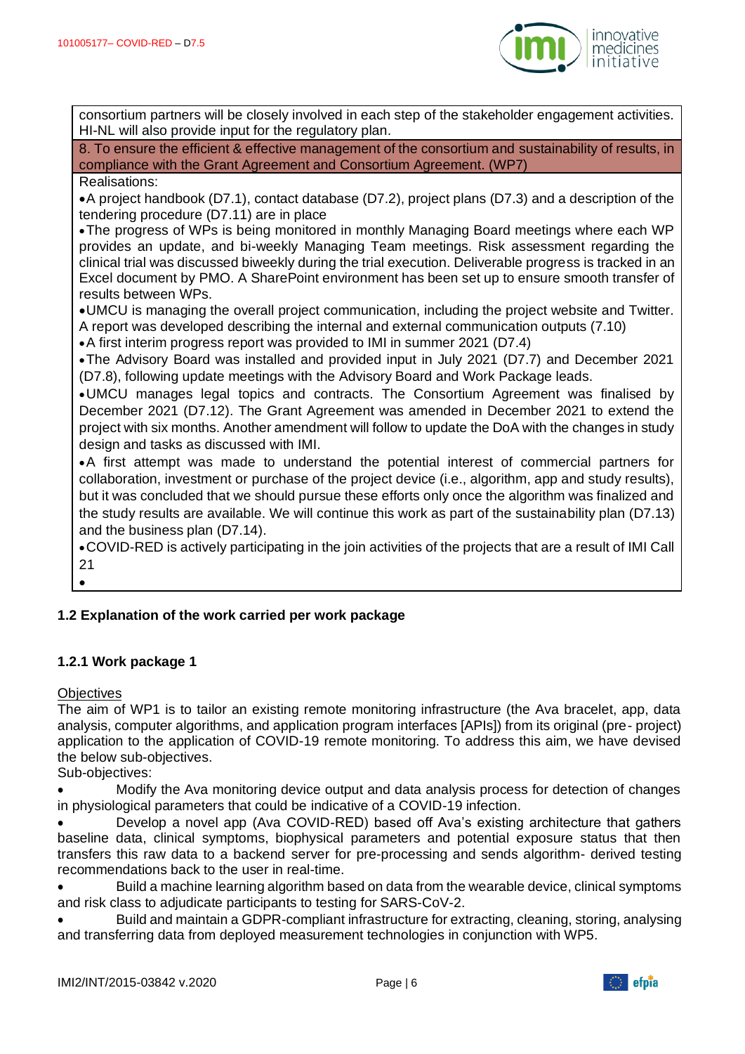consortium partners will be closely involved in each step of the stakeholder engagement activities. HI-NL will also provide input for the regulatory plan.

8. To ensure the efficient & effective management of the consortium and sustainability of results, in compliance with the Grant Agreement and Consortium Agreement. (WP7)

Realisations:

- A project handbook (D7.1), contact database (D7.2), project plans (D7.3) and a description of the tendering procedure (D7.11) are in place
- The progress of WPs is being monitored in monthly Managing Board meetings where each WP provides an update, and bi-weekly Managing Team meetings. Risk assessment regarding the clinical trial was discussed biweekly during the trial execution. Deliverable progress is tracked in an Excel document by PMO. A SharePoint environment has been set up to ensure smooth transfer of results between WPs.
- UMCU is managing the overall project communication, including the project website and Twitter. A report was developed describing the internal and external communication outputs (7.10)
- A first interim progress report was provided to IMI in summer 2021 (D7.4)
- The Advisory Board was installed and provided input in July 2021 (D7.7) and December 2021 (D7.8), following update meetings with the Advisory Board and Work Package leads.
- UMCU manages legal topics and contracts. The Consortium Agreement was finalised by December 2021 (D7.12). The Grant Agreement was amended in December 2021 to extend the project with six months. Another amendment will follow to update the DoA with the changes in study design and tasks as discussed with IMI.
- A first attempt was made to understand the potential interest of commercial partners for collaboration, investment or purchase of the project device (i.e., algorithm, app and study results), but it was concluded that we should pursue these efforts only once the algorithm was finalized and the study results are available. We will continue this work as part of the sustainability plan (D7.13) and the business plan (D7.14).
- COVID-RED is actively participating in the join activities of the projects that are a result of IMI Call 21
-

### 1.2 Explanation of the work carried per work package

#### 1.2.1 Work package 1

Objectives

The aim of WP1 is to tailor an existing remote monitoring infrastructure (the Ava bracelet, app, data analysis, computer algorithms, and application program interfaces [APIs]) from its original (pre- project) application to the application of COVID-19 remote monitoring. To address this aim, we have devised the below sub-objectives.

Sub-objectives:

- Modify the Ava monitoring device output and data analysis process for detection of changes in physiological parameters that could be indicative of a COVID-19 infection.
- Develop a novel app (Ava COVID-RED) based off Ava's existing architecture that gathers baseline data, clinical symptoms, biophysical parameters and potential exposure status that then transfers this raw data to a backend server for pre-processing and sends algorithm- derived testing recommendations back to the user in real-time.
- Build a machine learning algorithm based on data from the wearable device, clinical symptoms and risk class to adjudicate participants to testing for SARS-CoV-2.
- Build and maintain a GDPR-compliant infrastructure for extracting, cleaning, storing, analysing and transferring data from deployed measurement technologies in conjunction with WP5.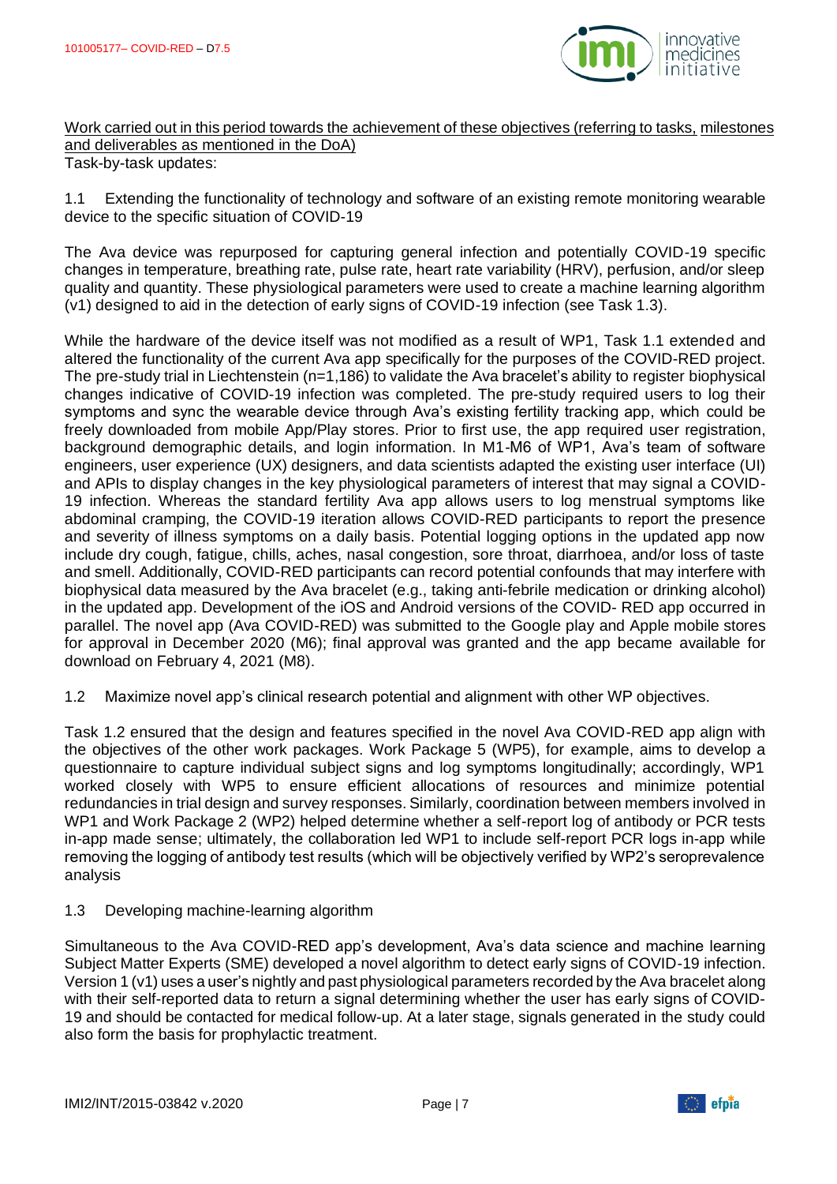Work carried out in this period towards the achievement of these objectives (referring to tasks, milestones and deliverables as mentioned in the DoA)

Task-by-task updates:

1.1 Extending the functionality of technology and software of an existing remote monitoring wearable device to the specific situation of COVID-19

The Ava device was repurposed for capturing general infection and potentially COVID-19 specific changes in temperature, breathing rate, pulse rate, heart rate variability (HRV), perfusion, and/or sleep quality and quantity. These physiological parameters were used to create a machine learning algorithm (v1) designed to aid in the detection of early signs of COVID-19 infection (see Task 1.3).

While the hardware of the device itself was not modified as a result of WP1, Task 1.1 extended and altered the functionality of the current Ava app specifically for the purposes of the COVID-RED project. The pre-study trial in Liechtenstein (n=1,186) to validate the Ava bracelet's ability to register biophysical changes indicative of COVID-19 infection was completed. The pre-study required users to log their symptoms and sync the wearable device through Ava's existing fertility tracking app, which could be freely downloaded from mobile App/Play stores. Prior to first use, the app required user registration, background demographic details, and login information. In M1-M6 of WP1, Ava's team of software engineers, user experience (UX) designers, and data scientists adapted the existing user interface (UI) and APIs to display changes in the key physiological parameters of interest that may signal a COVID-19 infection. Whereas the standard fertility Ava app allows users to log menstrual symptoms like abdominal cramping, the COVID-19 iteration allows COVID-RED participants to report the presence and severity of illness symptoms on a daily basis. Potential logging options in the updated app now include dry cough, fatigue, chills, aches, nasal congestion, sore throat, diarrhoea, and/or loss of taste and smell. Additionally, COVID-RED participants can record potential confounds that may interfere with biophysical data measured by the Ava bracelet (e.g., taking anti-febrile medication or drinking alcohol) in the updated app. Development of the iOS and Android versions of the COVID- RED app occurred in parallel. The novel app (Ava COVID-RED) was submitted to the Google play and Apple mobile stores for approval in December 2020 (M6); final approval was granted and the app became available for download on February 4, 2021 (M8).

1.2 Maximize novel app's clinical research potential and alignment with other WP objectives.

Task 1.2 ensured that the design and features specified in the novel Ava COVID-RED app align with the objectives of the other work packages. Work Package 5 (WP5), for example, aims to develop a questionnaire to capture individual subject signs and log symptoms longitudinally; accordingly, WP1 worked closely with WP5 to ensure efficient allocations of resources and minimize potential redundancies in trial design and survey responses. Similarly, coordination between members involved in WP1 and Work Package 2 (WP2) helped determine whether a self-report log of antibody or PCR tests in-app made sense; ultimately, the collaboration led WP1 to include self-report PCR logs in-app while removing the logging of antibody test results (which will be objectively verified by WP2's seroprevalence analysis

1.3 Developing machine-learning algorithm

Simultaneous to the Ava COVID-RED app's development, Ava's data science and machine learning Subject Matter Experts (SME) developed a novel algorithm to detect early signs of COVID-19 infection. Version 1 (v1) uses a user's nightly and past physiological parameters recorded by the Ava bracelet along with their self-reported data to return a signal determining whether the user has early signs of COVID-19 and should be contacted for medical follow-up. At a later stage, signals generated in the study could also form the basis for prophylactic treatment.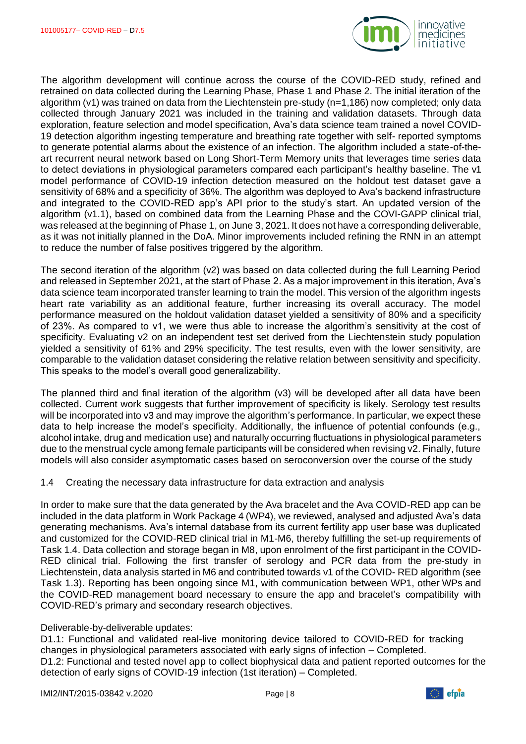The algorithm development will continue across the course of the COVID-RED study, refined and retrained on data collected during the Learning Phase, Phase 1 and Phase 2. The initial iteration of the algorithm (v1) was trained on data from the Liechtenstein pre-study (n=1,186) now completed; only data collected through January 2021 was included in the training and validation datasets. Through data exploration, feature selection and model specification, Ava's data science team trained a novel COVID-19 detection algorithm ingesting temperature and breathing rate together with self- reported symptoms to generate potential alarms about the existence of an infection. The algorithm included a state-of-the-art recurrent neural network based on Long Short-Term Memory units that leverages time series data to detect deviations in physiological parameters compared each participant's healthy baseline. The v1 model performance of COVID-19 infection detection measured on the holdout test dataset gave a sensitivity of 68% and a specificity of 36%. The algorithm was deployed to Ava's backend infrastructure and integrated to the COVID-RED app's API prior to the study's start. An updated version of the algorithm (v1.1), based on combined data from the Learning Phase and the COVI-GAPP clinical trial, was released at the beginning of Phase 1, on June 3, 2021. It does not have a corresponding deliverable, as it was not initially planned in the DoA. Minor improvements included refining the RNN in an attempt to reduce the number of false positives triggered by the algorithm.

The second iteration of the algorithm (v2) was based on data collected during the full Learning Period and released in September 2021, at the start of Phase 2. As a major improvement in this iteration, Ava's data science team incorporated transfer learning to train the model. This version of the algorithm ingests heart rate variability as an additional feature, further increasing its overall accuracy. The model performance measured on the holdout validation dataset yielded a sensitivity of 80% and a specificity of 23%. As compared to v1, we were thus able to increase the algorithm's sensitivity at the cost of specificity. Evaluating v2 on an independent test set derived from the Liechtenstein study population yielded a sensitivity of 61% and 29% specificity. The test results, even with the lower sensitivity, are comparable to the validation dataset considering the relative relation between sensitivity and specificity. This speaks to the model's overall good generalizability.

The planned third and final iteration of the algorithm (v3) will be developed after all data have been collected. Current work suggests that further improvement of specificity is likely. Serology test results will be incorporated into v3 and may improve the algorithm's performance. In particular, we expect these data to help increase the model's specificity. Additionally, the influence of potential confounds (e.g., alcohol intake, drug and medication use) and naturally occurring fluctuations in physiological parameters due to the menstrual cycle among female participants will be considered when revising v2. Finally, future models will also consider asymptomatic cases based on seroconversion over the course of the study

### 1.4 Creating the necessary data infrastructure for data extraction and analysis

In order to make sure that the data generated by the Ava bracelet and the Ava COVID-RED app can be included in the data platform in Work Package 4 (WP4), we reviewed, analysed and adjusted Ava's data generating mechanisms. Ava's internal database from its current fertility app user base was duplicated and customized for the COVID-RED clinical trial in M1-M6, thereby fulfilling the set-up requirements of Task 1.4. Data collection and storage began in M8, upon enrolment of the first participant in the COVID-RED clinical trial. Following the first transfer of serology and PCR data from the pre-study in Liechtenstein, data analysis started in M6 and contributed towards v1 of the COVID- RED algorithm (see Task 1.3). Reporting has been ongoing since M1, with communication between WP1, other WPs and the COVID-RED management board necessary to ensure the app and bracelet's compatibility with COVID-RED's primary and secondary research objectives.

Deliverable-by-deliverable updates:

D1.1: Functional and validated real-live monitoring device tailored to COVID-RED for tracking changes in physiological parameters associated with early signs of infection – Completed.

D1.2: Functional and tested novel app to collect biophysical data and patient reported outcomes for the detection of early signs of COVID-19 infection (1st iteration) – Completed.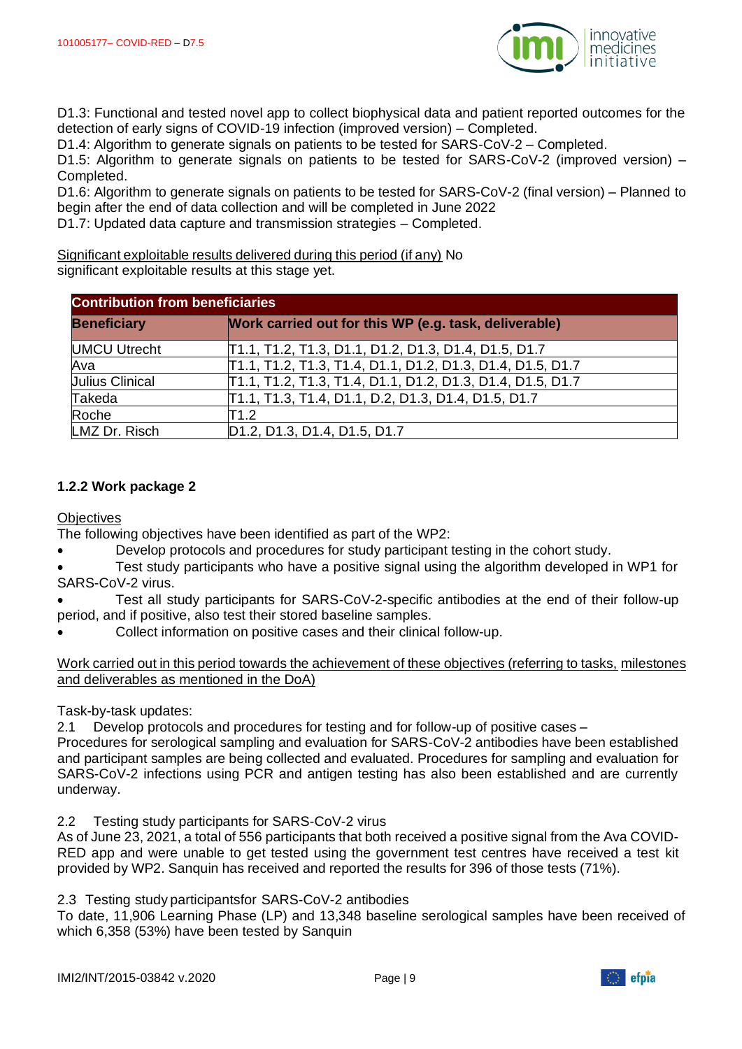D1.3: Functional and tested novel app to collect biophysical data and patient reported outcomes for the detection of early signs of COVID-19 infection (improved version) – Completed.
D1.4: Algorithm to generate signals on patients to be tested for SARS-CoV-2 – Completed.
D1.5: Algorithm to generate signals on patients to be tested for SARS-CoV-2 (improved version) – Completed.
D1.6: Algorithm to generate signals on patients to be tested for SARS-CoV-2 (final version) – Planned to begin after the end of data collection and will be completed in June 2022
D1.7: Updated data capture and transmission strategies – Completed.

Significant exploitable results delivered during this period (if any) No significant exploitable results at this stage yet.

| **Contribution from beneficiaries** | |
|---|---|
| **Beneficiary** | **Work carried out for this WP (e.g. task, deliverable)** |
| UMCU Utrecht | T1.1, T1.2, T1.3, D1.1, D1.2, D1.3, D1.4, D1.5, D1.7 |
| Ava | T1.1, T1.2, T1.3, T1.4, D1.1, D1.2, D1.3, D1.4, D1.5, D1.7 |
| Julius Clinical | T1.1, T1.2, T1.3, T1.4, D1.1, D1.2, D1.3, D1.4, D1.5, D1.7 |
| Takeda | T1.1, T1.3, T1.4, D1.1, D.2, D1.3, D1.4, D1.5, D1.7 |
| Roche | T1.2 |
| LMZ Dr. Risch | D1.2, D1.3, D1.4, D1.5, D1.7 |

### 1.2.2 Work package 2

Objectives

The following objectives have been identified as part of the WP2:

- Develop protocols and procedures for study participant testing in the cohort study.
- Test study participants who have a positive signal using the algorithm developed in WP1 for SARS-CoV-2 virus.
- Test all study participants for SARS-CoV-2-specific antibodies at the end of their follow-up period, and if positive, also test their stored baseline samples.
- Collect information on positive cases and their clinical follow-up.

Work carried out in this period towards the achievement of these objectives (referring to tasks, milestones and deliverables as mentioned in the DoA)

Task-by-task updates:

2.1 Develop protocols and procedures for testing and for follow-up of positive cases –
Procedures for serological sampling and evaluation for SARS-CoV-2 antibodies have been established and participant samples are being collected and evaluated. Procedures for sampling and evaluation for SARS-CoV-2 infections using PCR and antigen testing has also been established and are currently underway.

2.2 Testing study participants for SARS-CoV-2 virus
As of June 23, 2021, a total of 556 participants that both received a positive signal from the Ava COVID-RED app and were unable to get tested using the government test centres have received a test kit provided by WP2. Sanquin has received and reported the results for 396 of those tests (71%).

2.3 Testing study participantsfor SARS-CoV-2 antibodies
To date, 11,906 Learning Phase (LP) and 13,348 baseline serological samples have been received of which 6,358 (53%) have been tested by Sanquin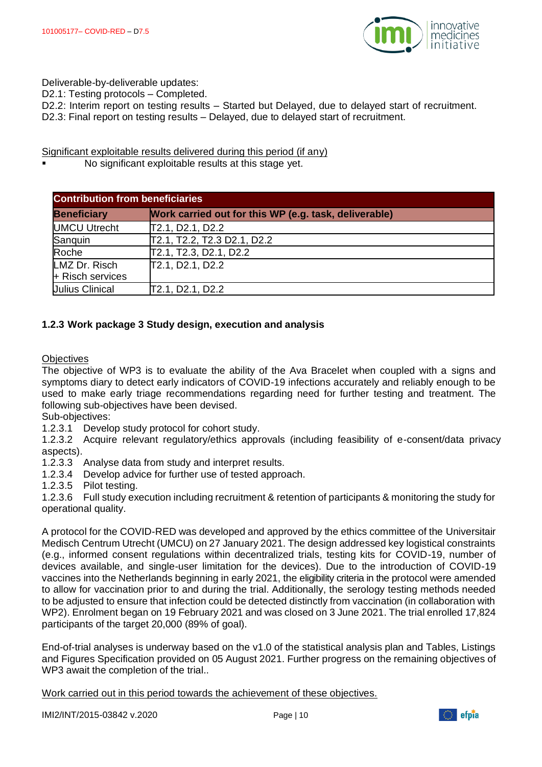Deliverable-by-deliverable updates:
D2.1: Testing protocols – Completed.
D2.2: Interim report on testing results – Started but Delayed, due to delayed start of recruitment.
D2.3: Final report on testing results – Delayed, due to delayed start of recruitment.

Significant exploitable results delivered during this period (if any)

- No significant exploitable results at this stage yet.

| Contribution from beneficiaries | |
|---|---|
| **Beneficiary** | **Work carried out for this WP (e.g. task, deliverable)** |
| UMCU Utrecht | T2.1, D2.1, D2.2 |
| Sanquin | T2.1, T2.2, T2.3 D2.1, D2.2 |
| Roche | T2.1, T2.3, D2.1, D2.2 |
| LMZ Dr. Risch + Risch services | T2.1, D2.1, D2.2 |
| Julius Clinical | T2.1, D2.1, D2.2 |

### 1.2.3 Work package 3 Study design, execution and analysis

Objectives
The objective of WP3 is to evaluate the ability of the Ava Bracelet when coupled with a signs and symptoms diary to detect early indicators of COVID-19 infections accurately and reliably enough to be used to make early triage recommendations regarding need for further testing and treatment. The following sub-objectives have been devised.
Sub-objectives:
1.2.3.1 Develop study protocol for cohort study.
1.2.3.2 Acquire relevant regulatory/ethics approvals (including feasibility of e-consent/data privacy aspects).
1.2.3.3 Analyse data from study and interpret results.
1.2.3.4 Develop advice for further use of tested approach.
1.2.3.5 Pilot testing.
1.2.3.6 Full study execution including recruitment & retention of participants & monitoring the study for operational quality.

A protocol for the COVID-RED was developed and approved by the ethics committee of the Universitair Medisch Centrum Utrecht (UMCU) on 27 January 2021. The design addressed key logistical constraints (e.g., informed consent regulations within decentralized trials, testing kits for COVID-19, number of devices available, and single-user limitation for the devices). Due to the introduction of COVID-19 vaccines into the Netherlands beginning in early 2021, the eligibility criteria in the protocol were amended to allow for vaccination prior to and during the trial. Additionally, the serology testing methods needed to be adjusted to ensure that infection could be detected distinctly from vaccination (in collaboration with WP2). Enrolment began on 19 February 2021 and was closed on 3 June 2021. The trial enrolled 17,824 participants of the target 20,000 (89% of goal).

End-of-trial analyses is underway based on the v1.0 of the statistical analysis plan and Tables, Listings and Figures Specification provided on 05 August 2021. Further progress on the remaining objectives of WP3 await the completion of the trial..

Work carried out in this period towards the achievement of these objectives.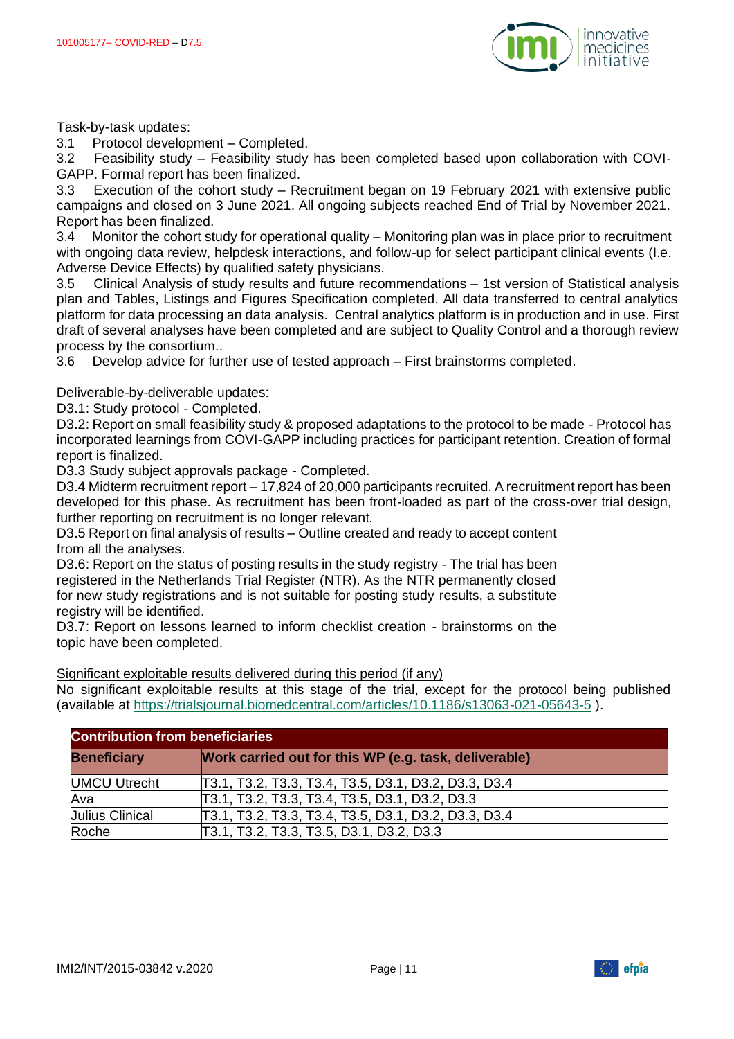Task-by-task updates:

3.1 Protocol development – Completed.

3.2 Feasibility study – Feasibility study has been completed based upon collaboration with COVI-GAPP. Formal report has been finalized.

3.3 Execution of the cohort study – Recruitment began on 19 February 2021 with extensive public campaigns and closed on 3 June 2021. All ongoing subjects reached End of Trial by November 2021. Report has been finalized.

3.4 Monitor the cohort study for operational quality – Monitoring plan was in place prior to recruitment with ongoing data review, helpdesk interactions, and follow-up for select participant clinical events (I.e. Adverse Device Effects) by qualified safety physicians.

3.5 Clinical Analysis of study results and future recommendations – 1st version of Statistical analysis plan and Tables, Listings and Figures Specification completed. All data transferred to central analytics platform for data processing an data analysis. Central analytics platform is in production and in use. First draft of several analyses have been completed and are subject to Quality Control and a thorough review process by the consortium..

3.6 Develop advice for further use of tested approach – First brainstorms completed.

Deliverable-by-deliverable updates:

D3.1: Study protocol - Completed.

D3.2: Report on small feasibility study & proposed adaptations to the protocol to be made - Protocol has incorporated learnings from COVI-GAPP including practices for participant retention. Creation of formal report is finalized.

D3.3 Study subject approvals package - Completed.

D3.4 Midterm recruitment report – 17,824 of 20,000 participants recruited. A recruitment report has been developed for this phase. As recruitment has been front-loaded as part of the cross-over trial design, further reporting on recruitment is no longer relevant.

D3.5 Report on final analysis of results – Outline created and ready to accept content from all the analyses.

D3.6: Report on the status of posting results in the study registry - The trial has been registered in the Netherlands Trial Register (NTR). As the NTR permanently closed for new study registrations and is not suitable for posting study results, a substitute registry will be identified.

D3.7: Report on lessons learned to inform checklist creation - brainstorms on the topic have been completed.

<u>Significant exploitable results delivered during this period (if any)</u>

No significant exploitable results at this stage of the trial, except for the protocol being published (available at https://trialsjournal.biomedcentral.com/articles/10.1186/s13063-021-05643-5 ).

| **Contribution from beneficiaries** | |
|---|---|
| **Beneficiary** | **Work carried out for this WP (e.g. task, deliverable)** |
| UMCU Utrecht | T3.1, T3.2, T3.3, T3.4, T3.5, D3.1, D3.2, D3.3, D3.4 |
| Ava | T3.1, T3.2, T3.3, T3.4, T3.5, D3.1, D3.2, D3.3 |
| Julius Clinical | T3.1, T3.2, T3.3, T3.4, T3.5, D3.1, D3.2, D3.3, D3.4 |
| Roche | T3.1, T3.2, T3.3, T3.5, D3.1, D3.2, D3.3 |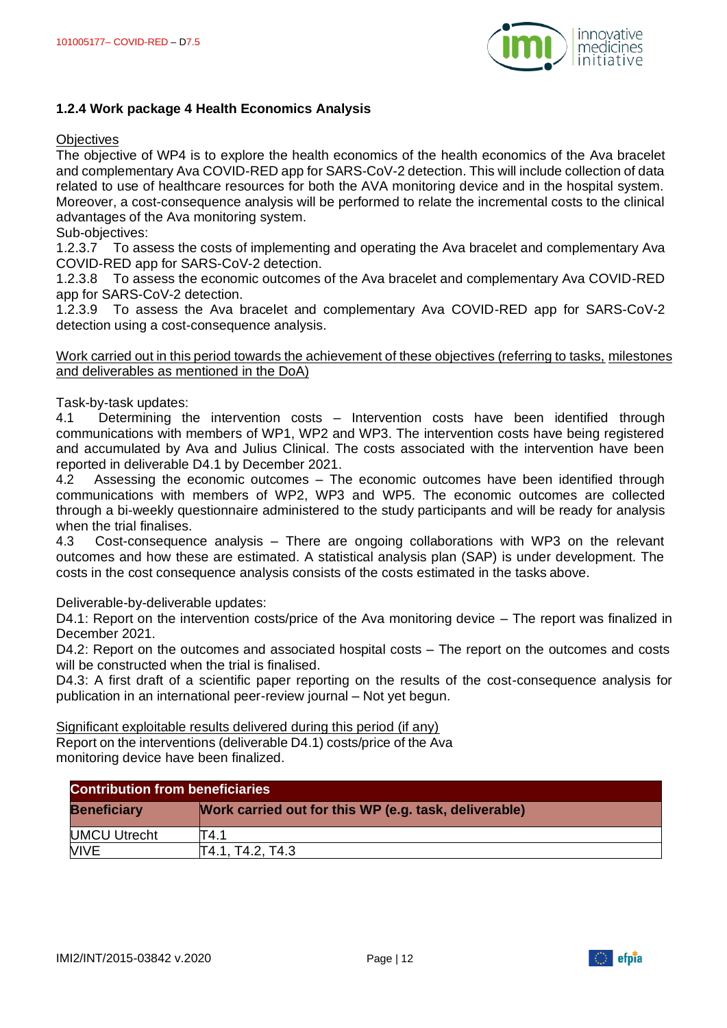### 1.2.4 Work package 4 Health Economics Analysis

Objectives

The objective of WP4 is to explore the health economics of the health economics of the Ava bracelet and complementary Ava COVID-RED app for SARS-CoV-2 detection. This will include collection of data related to use of healthcare resources for both the AVA monitoring device and in the hospital system. Moreover, a cost-consequence analysis will be performed to relate the incremental costs to the clinical advantages of the Ava monitoring system.

Sub-objectives:

1.2.3.7 To assess the costs of implementing and operating the Ava bracelet and complementary Ava COVID-RED app for SARS-CoV-2 detection.

1.2.3.8 To assess the economic outcomes of the Ava bracelet and complementary Ava COVID-RED app for SARS-CoV-2 detection.

1.2.3.9 To assess the Ava bracelet and complementary Ava COVID-RED app for SARS-CoV-2 detection using a cost-consequence analysis.

Work carried out in this period towards the achievement of these objectives (referring to tasks, milestones and deliverables as mentioned in the DoA)

Task-by-task updates:

4.1 Determining the intervention costs – Intervention costs have been identified through communications with members of WP1, WP2 and WP3. The intervention costs have being registered and accumulated by Ava and Julius Clinical. The costs associated with the intervention have been reported in deliverable D4.1 by December 2021.

4.2 Assessing the economic outcomes – The economic outcomes have been identified through communications with members of WP2, WP3 and WP5. The economic outcomes are collected through a bi-weekly questionnaire administered to the study participants and will be ready for analysis when the trial finalises.

4.3 Cost-consequence analysis – There are ongoing collaborations with WP3 on the relevant outcomes and how these are estimated. A statistical analysis plan (SAP) is under development. The costs in the cost consequence analysis consists of the costs estimated in the tasks above.

Deliverable-by-deliverable updates:

D4.1: Report on the intervention costs/price of the Ava monitoring device – The report was finalized in December 2021.

D4.2: Report on the outcomes and associated hospital costs – The report on the outcomes and costs will be constructed when the trial is finalised.

D4.3: A first draft of a scientific paper reporting on the results of the cost-consequence analysis for publication in an international peer-review journal – Not yet begun.

Significant exploitable results delivered during this period (if any)

Report on the interventions (deliverable D4.1) costs/price of the Ava monitoring device have been finalized.

| Contribution from beneficiaries | |
|---|---|
| **Beneficiary** | **Work carried out for this WP (e.g. task, deliverable)** |
| UMCU Utrecht | T4.1 |
| VIVE | T4.1, T4.2, T4.3 |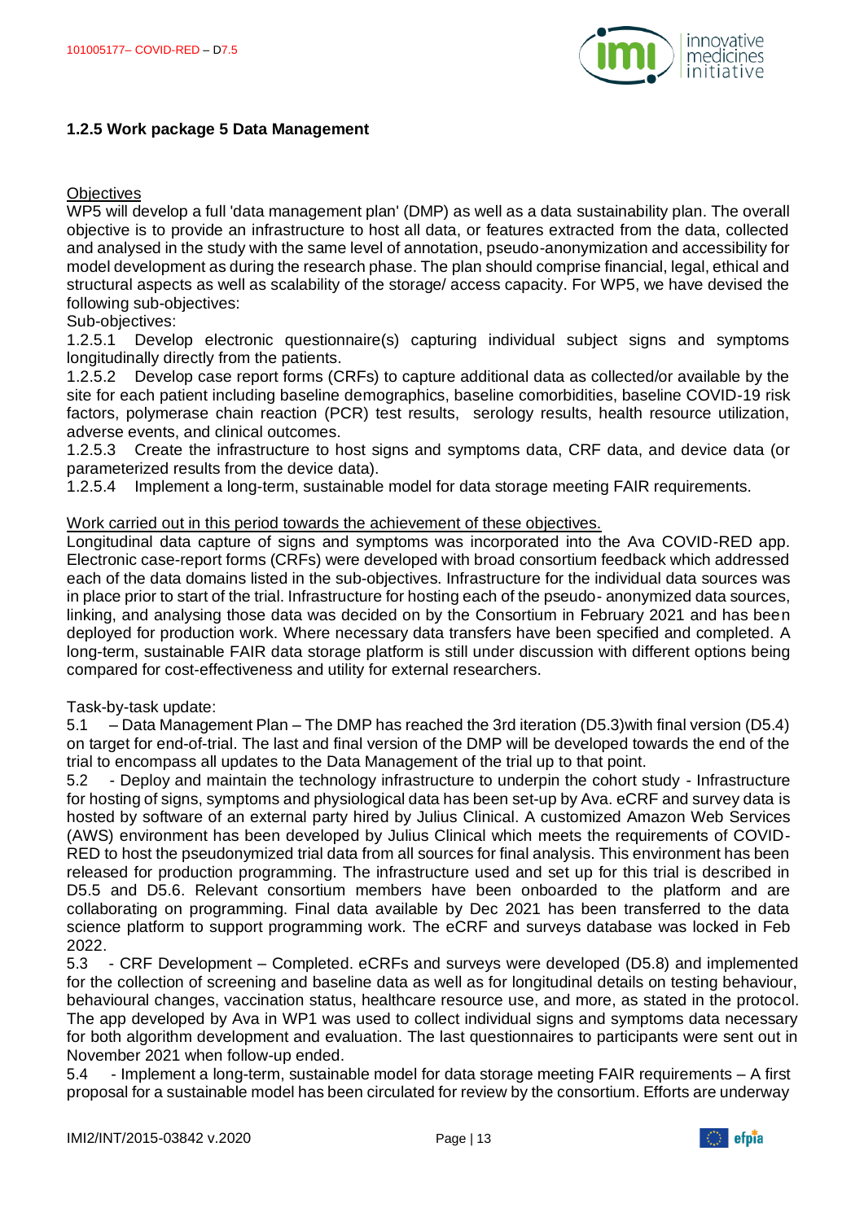### 1.2.5 Work package 5 Data Management

Objectives

WP5 will develop a full 'data management plan' (DMP) as well as a data sustainability plan. The overall objective is to provide an infrastructure to host all data, or features extracted from the data, collected and analysed in the study with the same level of annotation, pseudo-anonymization and accessibility for model development as during the research phase. The plan should comprise financial, legal, ethical and structural aspects as well as scalability of the storage/ access capacity. For WP5, we have devised the following sub-objectives:

Sub-objectives:

1.2.5.1 Develop electronic questionnaire(s) capturing individual subject signs and symptoms longitudinally directly from the patients.

1.2.5.2 Develop case report forms (CRFs) to capture additional data as collected/or available by the site for each patient including baseline demographics, baseline comorbidities, baseline COVID-19 risk factors, polymerase chain reaction (PCR) test results, serology results, health resource utilization, adverse events, and clinical outcomes.

1.2.5.3 Create the infrastructure to host signs and symptoms data, CRF data, and device data (or parameterized results from the device data).

1.2.5.4 Implement a long-term, sustainable model for data storage meeting FAIR requirements.

Work carried out in this period towards the achievement of these objectives.

Longitudinal data capture of signs and symptoms was incorporated into the Ava COVID-RED app. Electronic case-report forms (CRFs) were developed with broad consortium feedback which addressed each of the data domains listed in the sub-objectives. Infrastructure for the individual data sources was in place prior to start of the trial. Infrastructure for hosting each of the pseudo- anonymized data sources, linking, and analysing those data was decided on by the Consortium in February 2021 and has been deployed for production work. Where necessary data transfers have been specified and completed. A long-term, sustainable FAIR data storage platform is still under discussion with different options being compared for cost-effectiveness and utility for external researchers.

Task-by-task update:

5.1 – Data Management Plan – The DMP has reached the 3rd iteration (D5.3)with final version (D5.4) on target for end-of-trial. The last and final version of the DMP will be developed towards the end of the trial to encompass all updates to the Data Management of the trial up to that point.

5.2 - Deploy and maintain the technology infrastructure to underpin the cohort study - Infrastructure for hosting of signs, symptoms and physiological data has been set-up by Ava. eCRF and survey data is hosted by software of an external party hired by Julius Clinical. A customized Amazon Web Services (AWS) environment has been developed by Julius Clinical which meets the requirements of COVID-RED to host the pseudonymized trial data from all sources for final analysis. This environment has been released for production programming. The infrastructure used and set up for this trial is described in D5.5 and D5.6. Relevant consortium members have been onboarded to the platform and are collaborating on programming. Final data available by Dec 2021 has been transferred to the data science platform to support programming work. The eCRF and surveys database was locked in Feb 2022.

5.3 - CRF Development – Completed. eCRFs and surveys were developed (D5.8) and implemented for the collection of screening and baseline data as well as for longitudinal details on testing behaviour, behavioural changes, vaccination status, healthcare resource use, and more, as stated in the protocol. The app developed by Ava in WP1 was used to collect individual signs and symptoms data necessary for both algorithm development and evaluation. The last questionnaires to participants were sent out in November 2021 when follow-up ended.

5.4 - Implement a long-term, sustainable model for data storage meeting FAIR requirements – A first proposal for a sustainable model has been circulated for review by the consortium. Efforts are underway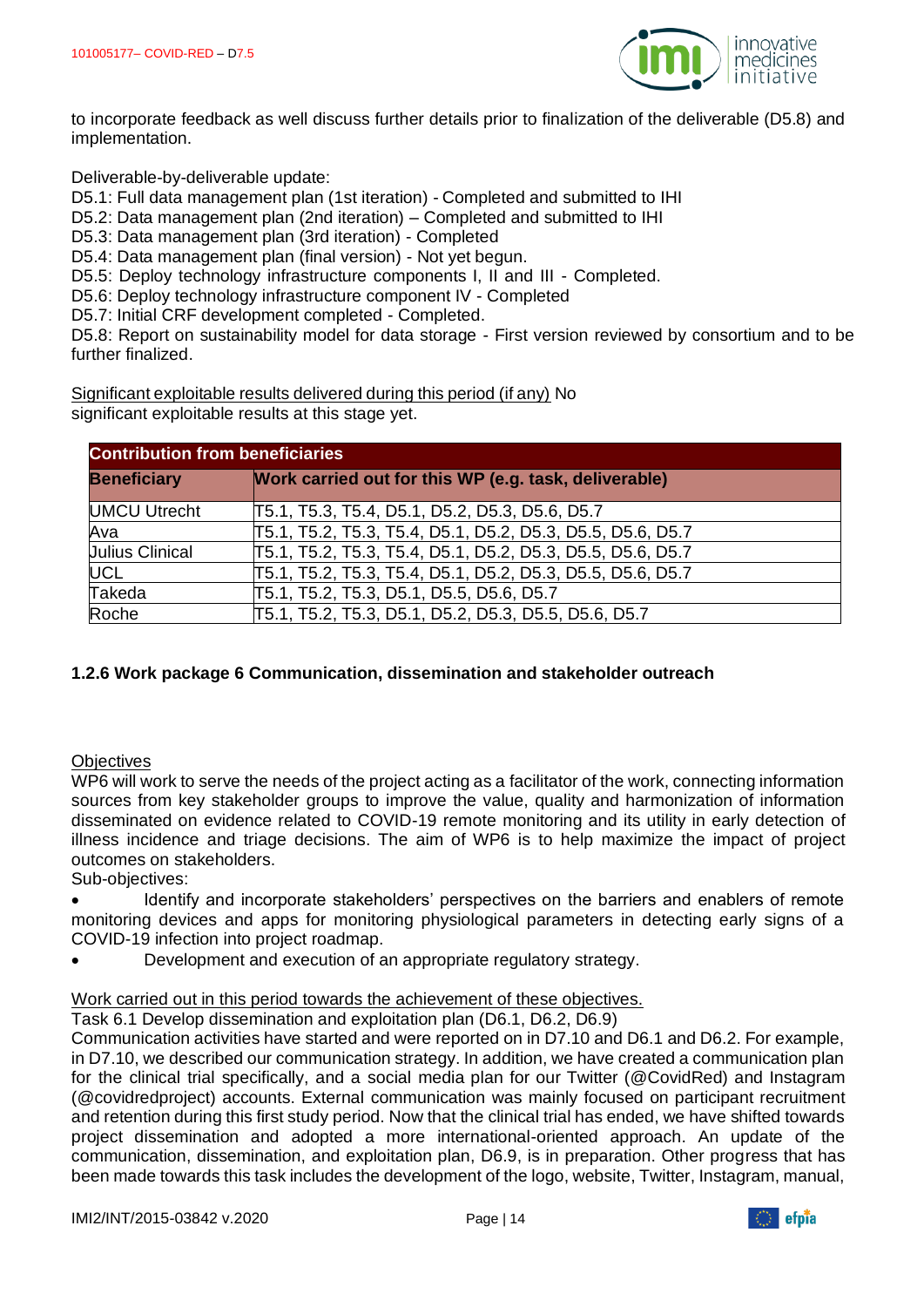to incorporate feedback as well discuss further details prior to finalization of the deliverable (D5.8) and implementation.

Deliverable-by-deliverable update:
D5.1: Full data management plan (1st iteration) - Completed and submitted to IHI
D5.2: Data management plan (2nd iteration) – Completed and submitted to IHI
D5.3: Data management plan (3rd iteration) - Completed
D5.4: Data management plan (final version) - Not yet begun.
D5.5: Deploy technology infrastructure components I, II and III - Completed.
D5.6: Deploy technology infrastructure component IV - Completed
D5.7: Initial CRF development completed - Completed.
D5.8: Report on sustainability model for data storage - First version reviewed by consortium and to be further finalized.

<u>Significant exploitable results delivered during this period (if any)</u> No significant exploitable results at this stage yet.

| **Contribution from beneficiaries** | |
|---|---|
| **Beneficiary** | **Work carried out for this WP (e.g. task, deliverable)** |
| UMCU Utrecht | T5.1, T5.3, T5.4, D5.1, D5.2, D5.3, D5.6, D5.7 |
| Ava | T5.1, T5.2, T5.3, T5.4, D5.1, D5.2, D5.3, D5.5, D5.6, D5.7 |
| Julius Clinical | T5.1, T5.2, T5.3, T5.4, D5.1, D5.2, D5.3, D5.5, D5.6, D5.7 |
| UCL | T5.1, T5.2, T5.3, T5.4, D5.1, D5.2, D5.3, D5.5, D5.6, D5.7 |
| Takeda | T5.1, T5.2, T5.3, D5.1, D5.5, D5.6, D5.7 |
| Roche | T5.1, T5.2, T5.3, D5.1, D5.2, D5.3, D5.5, D5.6, D5.7 |

### 1.2.6 Work package 6 Communication, dissemination and stakeholder outreach

<u>Objectives</u>
WP6 will work to serve the needs of the project acting as a facilitator of the work, connecting information sources from key stakeholder groups to improve the value, quality and harmonization of information disseminated on evidence related to COVID-19 remote monitoring and its utility in early detection of illness incidence and triage decisions. The aim of WP6 is to help maximize the impact of project outcomes on stakeholders.
Sub-objectives:

- Identify and incorporate stakeholders' perspectives on the barriers and enablers of remote monitoring devices and apps for monitoring physiological parameters in detecting early signs of a COVID-19 infection into project roadmap.
- Development and execution of an appropriate regulatory strategy.

<u>Work carried out in this period towards the achievement of these objectives.</u>
Task 6.1 Develop dissemination and exploitation plan (D6.1, D6.2, D6.9)
Communication activities have started and were reported on in D7.10 and D6.1 and D6.2. For example, in D7.10, we described our communication strategy. In addition, we have created a communication plan for the clinical trial specifically, and a social media plan for our Twitter (@CovidRed) and Instagram (@covidredproject) accounts. External communication was mainly focused on participant recruitment and retention during this first study period. Now that the clinical trial has ended, we have shifted towards project dissemination and adopted a more international-oriented approach. An update of the communication, dissemination, and exploitation plan, D6.9, is in preparation. Other progress that has been made towards this task includes the development of the logo, website, Twitter, Instagram, manual,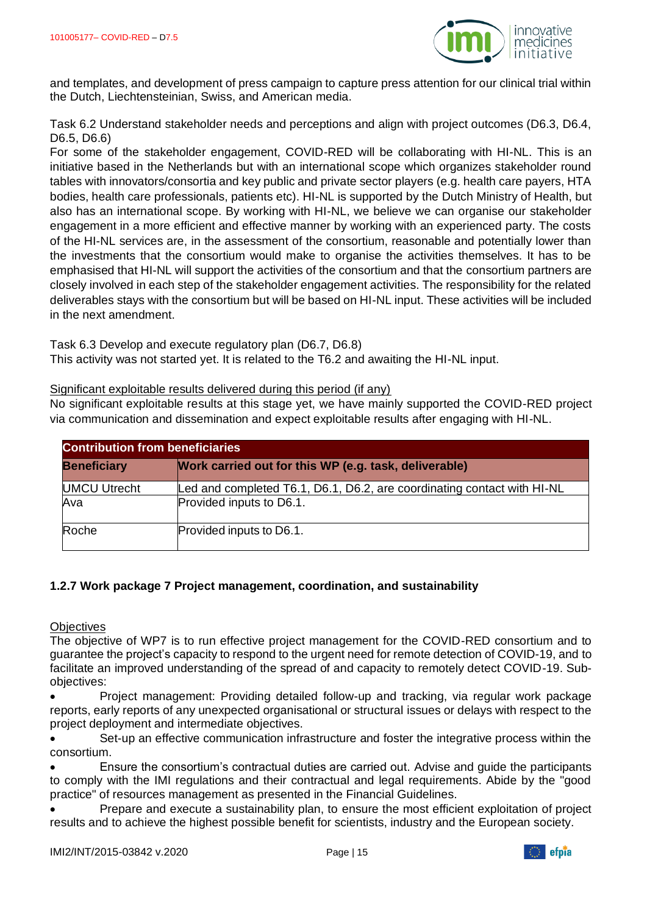and templates, and development of press campaign to capture press attention for our clinical trial within the Dutch, Liechtensteinian, Swiss, and American media.

Task 6.2 Understand stakeholder needs and perceptions and align with project outcomes (D6.3, D6.4, D6.5, D6.6)

For some of the stakeholder engagement, COVID-RED will be collaborating with HI-NL. This is an initiative based in the Netherlands but with an international scope which organizes stakeholder round tables with innovators/consortia and key public and private sector players (e.g. health care payers, HTA bodies, health care professionals, patients etc). HI-NL is supported by the Dutch Ministry of Health, but also has an international scope. By working with HI-NL, we believe we can organise our stakeholder engagement in a more efficient and effective manner by working with an experienced party. The costs of the HI-NL services are, in the assessment of the consortium, reasonable and potentially lower than the investments that the consortium would make to organise the activities themselves. It has to be emphasised that HI-NL will support the activities of the consortium and that the consortium partners are closely involved in each step of the stakeholder engagement activities. The responsibility for the related deliverables stays with the consortium but will be based on HI-NL input. These activities will be included in the next amendment.

Task 6.3 Develop and execute regulatory plan (D6.7, D6.8)

This activity was not started yet. It is related to the T6.2 and awaiting the HI-NL input.

Significant exploitable results delivered during this period (if any)

No significant exploitable results at this stage yet, we have mainly supported the COVID-RED project via communication and dissemination and expect exploitable results after engaging with HI-NL.

| **Contribution from beneficiaries** | |
|---|---|
| **Beneficiary** | **Work carried out for this WP (e.g. task, deliverable)** |
| UMCU Utrecht | Led and completed T6.1, D6.1, D6.2, are coordinating contact with HI-NL |
| Ava | Provided inputs to D6.1. |
| Roche | Provided inputs to D6.1. |

### 1.2.7 Work package 7 Project management, coordination, and sustainability

Objectives

The objective of WP7 is to run effective project management for the COVID-RED consortium and to guarantee the project's capacity to respond to the urgent need for remote detection of COVID-19, and to facilitate an improved understanding of the spread of and capacity to remotely detect COVID-19. Sub-objectives:

- Project management: Providing detailed follow-up and tracking, via regular work package reports, early reports of any unexpected organisational or structural issues or delays with respect to the project deployment and intermediate objectives.
- Set-up an effective communication infrastructure and foster the integrative process within the consortium.
- Ensure the consortium's contractual duties are carried out. Advise and guide the participants to comply with the IMI regulations and their contractual and legal requirements. Abide by the "good practice" of resources management as presented in the Financial Guidelines.
- Prepare and execute a sustainability plan, to ensure the most efficient exploitation of project results and to achieve the highest possible benefit for scientists, industry and the European society.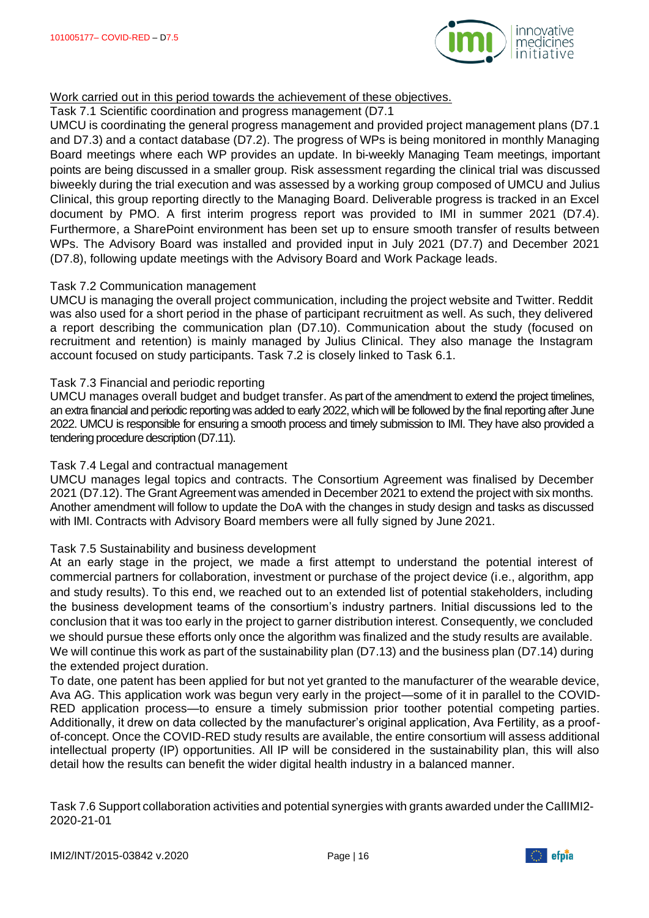Work carried out in this period towards the achievement of these objectives.

Task 7.1 Scientific coordination and progress management (D7.1

UMCU is coordinating the general progress management and provided project management plans (D7.1 and D7.3) and a contact database (D7.2). The progress of WPs is being monitored in monthly Managing Board meetings where each WP provides an update. In bi-weekly Managing Team meetings, important points are being discussed in a smaller group. Risk assessment regarding the clinical trial was discussed biweekly during the trial execution and was assessed by a working group composed of UMCU and Julius Clinical, this group reporting directly to the Managing Board. Deliverable progress is tracked in an Excel document by PMO. A first interim progress report was provided to IMI in summer 2021 (D7.4). Furthermore, a SharePoint environment has been set up to ensure smooth transfer of results between WPs. The Advisory Board was installed and provided input in July 2021 (D7.7) and December 2021 (D7.8), following update meetings with the Advisory Board and Work Package leads.

Task 7.2 Communication management

UMCU is managing the overall project communication, including the project website and Twitter. Reddit was also used for a short period in the phase of participant recruitment as well. As such, they delivered a report describing the communication plan (D7.10). Communication about the study (focused on recruitment and retention) is mainly managed by Julius Clinical. They also manage the Instagram account focused on study participants. Task 7.2 is closely linked to Task 6.1.

Task 7.3 Financial and periodic reporting

UMCU manages overall budget and budget transfer. As part of the amendment to extend the project timelines, an extra financial and periodic reporting was added to early 2022, which will be followed by the final reporting after June 2022. UMCU is responsible for ensuring a smooth process and timely submission to IMI. They have also provided a tendering procedure description (D7.11).

Task 7.4 Legal and contractual management

UMCU manages legal topics and contracts. The Consortium Agreement was finalised by December 2021 (D7.12). The Grant Agreement was amended in December 2021 to extend the project with six months. Another amendment will follow to update the DoA with the changes in study design and tasks as discussed with IMI. Contracts with Advisory Board members were all fully signed by June 2021.

Task 7.5 Sustainability and business development

At an early stage in the project, we made a first attempt to understand the potential interest of commercial partners for collaboration, investment or purchase of the project device (i.e., algorithm, app and study results). To this end, we reached out to an extended list of potential stakeholders, including the business development teams of the consortium's industry partners. Initial discussions led to the conclusion that it was too early in the project to garner distribution interest. Consequently, we concluded we should pursue these efforts only once the algorithm was finalized and the study results are available. We will continue this work as part of the sustainability plan (D7.13) and the business plan (D7.14) during the extended project duration.

To date, one patent has been applied for but not yet granted to the manufacturer of the wearable device, Ava AG. This application work was begun very early in the project—some of it in parallel to the COVID-RED application process—to ensure a timely submission prior toother potential competing parties. Additionally, it drew on data collected by the manufacturer's original application, Ava Fertility, as a proof-of-concept. Once the COVID-RED study results are available, the entire consortium will assess additional intellectual property (IP) opportunities. All IP will be considered in the sustainability plan, this will also detail how the results can benefit the wider digital health industry in a balanced manner.

Task 7.6 Support collaboration activities and potential synergies with grants awarded under the CallIMI2-2020-21-01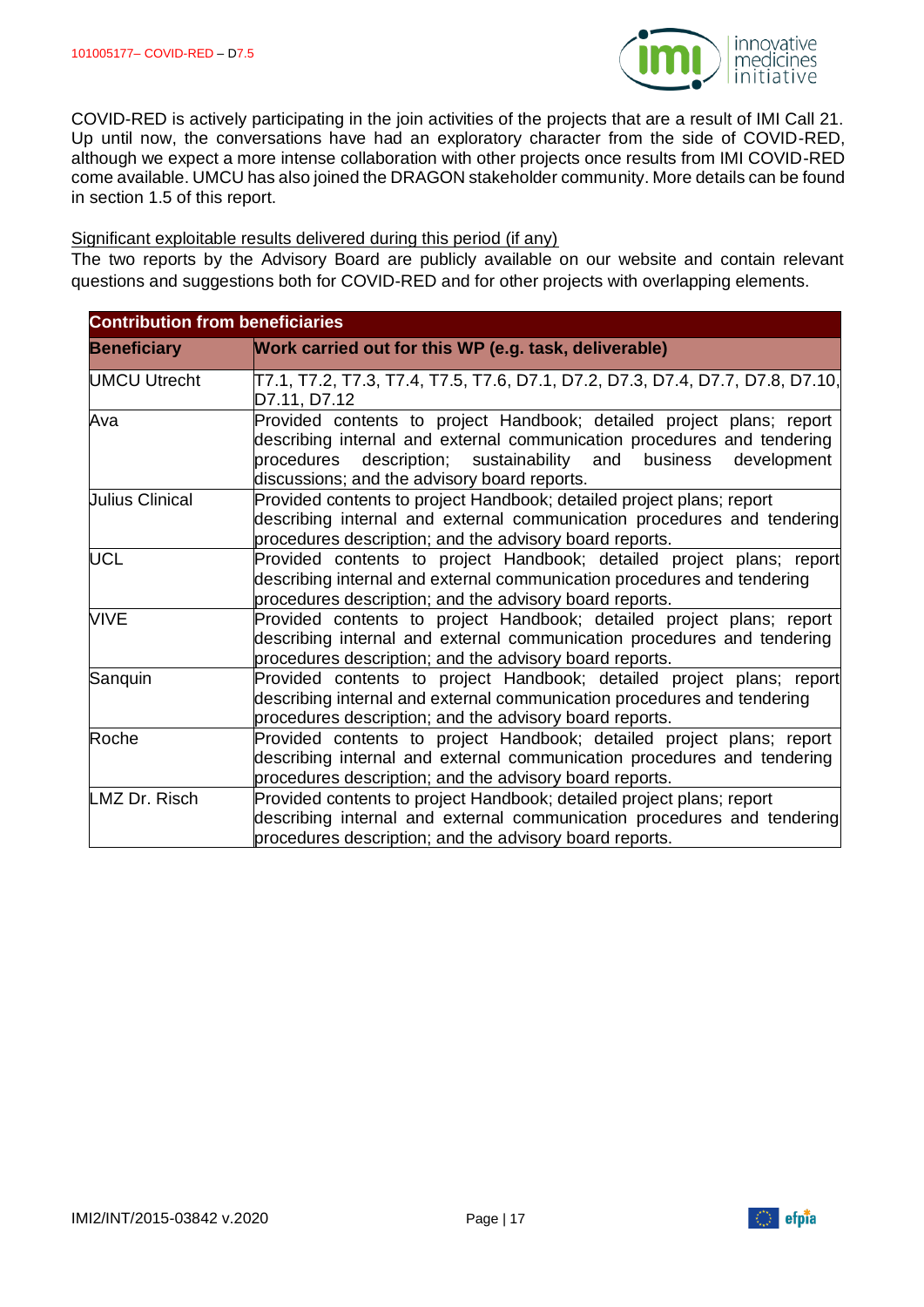COVID-RED is actively participating in the join activities of the projects that are a result of IMI Call 21. Up until now, the conversations have had an exploratory character from the side of COVID-RED, although we expect a more intense collaboration with other projects once results from IMI COVID-RED come available. UMCU has also joined the DRAGON stakeholder community. More details can be found in section 1.5 of this report.

Significant exploitable results delivered during this period (if any)

The two reports by the Advisory Board are publicly available on our website and contain relevant questions and suggestions both for COVID-RED and for other projects with overlapping elements.

| **Contribution from beneficiaries** | |
|---|---|
| **Beneficiary** | **Work carried out for this WP (e.g. task, deliverable)** |
| UMCU Utrecht | T7.1, T7.2, T7.3, T7.4, T7.5, T7.6, D7.1, D7.2, D7.3, D7.4, D7.7, D7.8, D7.10, D7.11, D7.12 |
| Ava | Provided contents to project Handbook; detailed project plans; report describing internal and external communication procedures and tendering procedures description; sustainability and business development discussions; and the advisory board reports. |
| Julius Clinical | Provided contents to project Handbook; detailed project plans; report describing internal and external communication procedures and tendering procedures description; and the advisory board reports. |
| UCL | Provided contents to project Handbook; detailed project plans; report describing internal and external communication procedures and tendering procedures description; and the advisory board reports. |
| VIVE | Provided contents to project Handbook; detailed project plans; report describing internal and external communication procedures and tendering procedures description; and the advisory board reports. |
| Sanquin | Provided contents to project Handbook; detailed project plans; report describing internal and external communication procedures and tendering procedures description; and the advisory board reports. |
| Roche | Provided contents to project Handbook; detailed project plans; report describing internal and external communication procedures and tendering procedures description; and the advisory board reports. |
| LMZ Dr. Risch | Provided contents to project Handbook; detailed project plans; report describing internal and external communication procedures and tendering procedures description; and the advisory board reports. |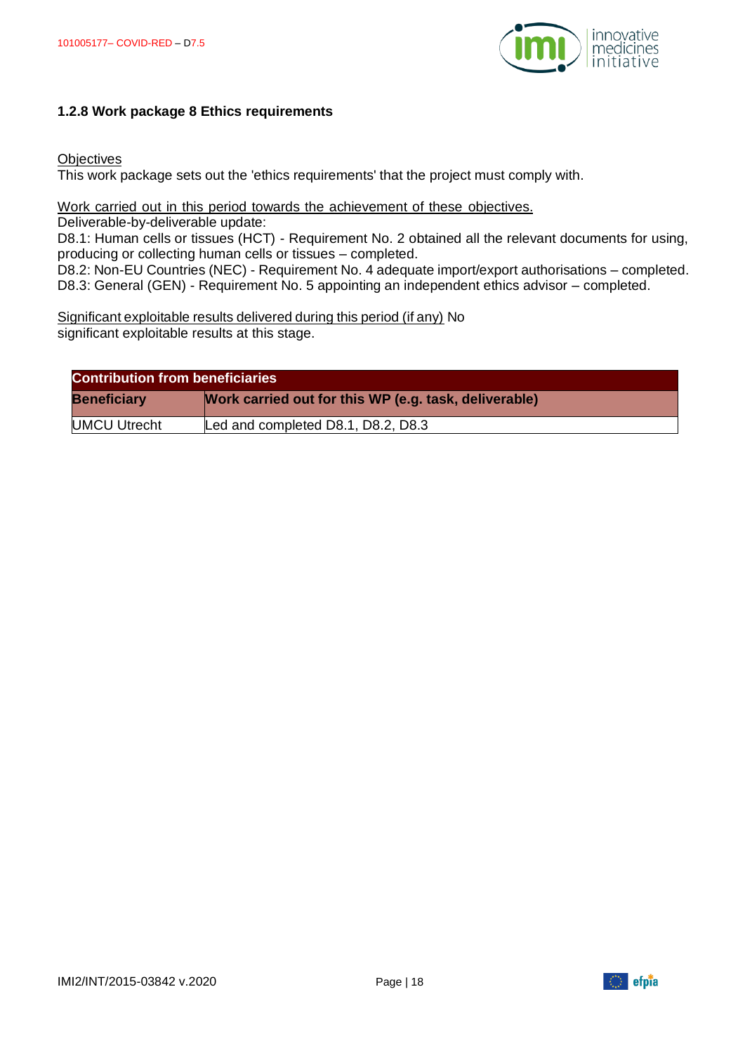### 1.2.8 Work package 8 Ethics requirements

Objectives

This work package sets out the 'ethics requirements' that the project must comply with.

Work carried out in this period towards the achievement of these objectives.

Deliverable-by-deliverable update:

D8.1: Human cells or tissues (HCT) - Requirement No. 2 obtained all the relevant documents for using, producing or collecting human cells or tissues – completed.

D8.2: Non-EU Countries (NEC) - Requirement No. 4 adequate import/export authorisations – completed.

D8.3: General (GEN) - Requirement No. 5 appointing an independent ethics advisor – completed.

Significant exploitable results delivered during this period (if any) No significant exploitable results at this stage.

| **Contribution from beneficiaries** | |
|---|---|
| **Beneficiary** | **Work carried out for this WP (e.g. task, deliverable)** |
| UMCU Utrecht | Led and completed D8.1, D8.2, D8.3 |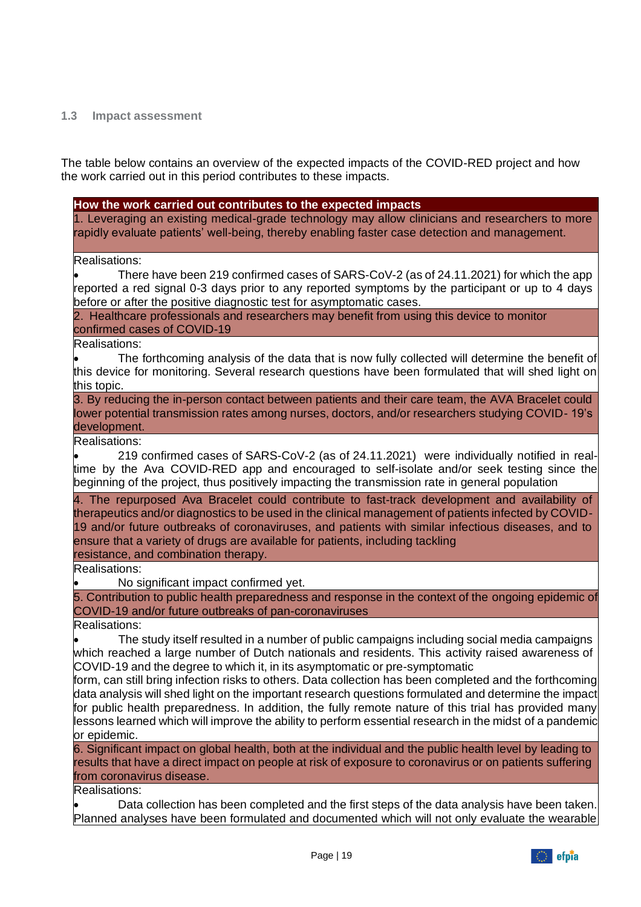### 1.3 Impact assessment

The table below contains an overview of the expected impacts of the COVID-RED project and how the work carried out in this period contributes to these impacts.

| How the work carried out contributes to the expected impacts |
|---|
| 1. Leveraging an existing medical-grade technology may allow clinicians and researchers to more rapidly evaluate patients' well-being, thereby enabling faster case detection and management. |
| Realisations:<br>• There have been 219 confirmed cases of SARS-CoV-2 (as of 24.11.2021) for which the app reported a red signal 0-3 days prior to any reported symptoms by the participant or up to 4 days before or after the positive diagnostic test for asymptomatic cases. |
| 2. Healthcare professionals and researchers may benefit from using this device to monitor confirmed cases of COVID-19 |
| Realisations:<br>• The forthcoming analysis of the data that is now fully collected will determine the benefit of this device for monitoring. Several research questions have been formulated that will shed light on this topic. |
| 3. By reducing the in-person contact between patients and their care team, the AVA Bracelet could lower potential transmission rates among nurses, doctors, and/or researchers studying COVID- 19's development. |
| Realisations:<br>• 219 confirmed cases of SARS-CoV-2 (as of 24.11.2021) were individually notified in real-time by the Ava COVID-RED app and encouraged to self-isolate and/or seek testing since the beginning of the project, thus positively impacting the transmission rate in general population |
| 4. The repurposed Ava Bracelet could contribute to fast-track development and availability of therapeutics and/or diagnostics to be used in the clinical management of patients infected by COVID-19 and/or future outbreaks of coronaviruses, and patients with similar infectious diseases, and to ensure that a variety of drugs are available for patients, including tackling resistance, and combination therapy. |
| Realisations:<br>• No significant impact confirmed yet. |
| 5. Contribution to public health preparedness and response in the context of the ongoing epidemic of COVID-19 and/or future outbreaks of pan-coronaviruses |
| Realisations:<br>• The study itself resulted in a number of public campaigns including social media campaigns which reached a large number of Dutch nationals and residents. This activity raised awareness of COVID-19 and the degree to which it, in its asymptomatic or pre-symptomatic form, can still bring infection risks to others. Data collection has been completed and the forthcoming data analysis will shed light on the important research questions formulated and determine the impact for public health preparedness. In addition, the fully remote nature of this trial has provided many lessons learned which will improve the ability to perform essential research in the midst of a pandemic or epidemic. |
| 6. Significant impact on global health, both at the individual and the public health level by leading to results that have a direct impact on people at risk of exposure to coronavirus or on patients suffering from coronavirus disease. |
| Realisations:<br>• Data collection has been completed and the first steps of the data analysis have been taken. Planned analyses have been formulated and documented which will not only evaluate the wearable |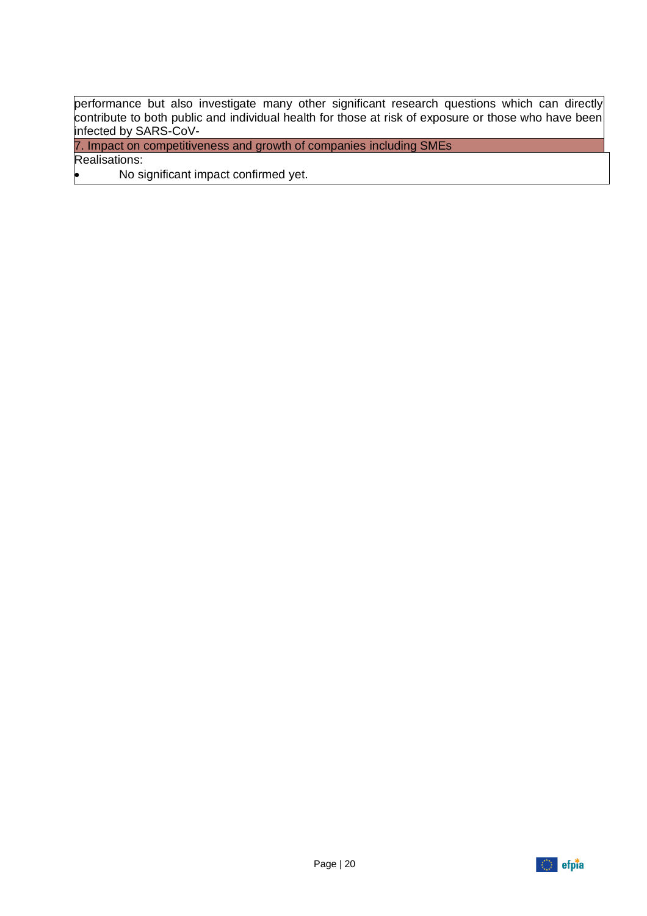performance but also investigate many other significant research questions which can directly contribute to both public and individual health for those at risk of exposure or those who have been infected by SARS-CoV-

### 7. Impact on competitiveness and growth of companies including SMEs

Realisations:

- No significant impact confirmed yet.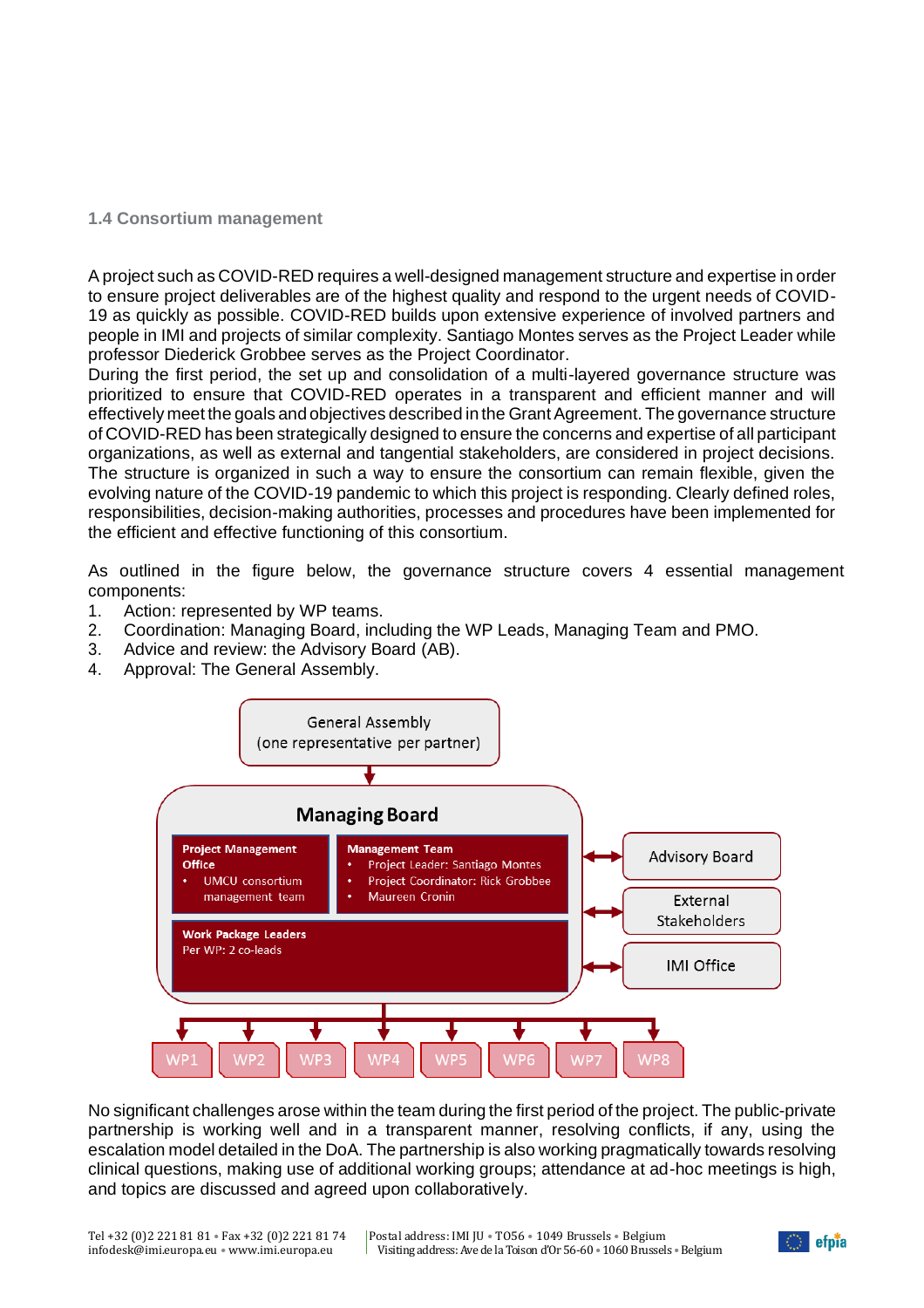### 1.4 Consortium management

A project such as COVID-RED requires a well-designed management structure and expertise in order to ensure project deliverables are of the highest quality and respond to the urgent needs of COVID-19 as quickly as possible. COVID-RED builds upon extensive experience of involved partners and people in IMI and projects of similar complexity. Santiago Montes serves as the Project Leader while professor Diederick Grobbee serves as the Project Coordinator.
During the first period, the set up and consolidation of a multi-layered governance structure was prioritized to ensure that COVID-RED operates in a transparent and efficient manner and will effectively meet the goals and objectives described in the Grant Agreement. The governance structure of COVID-RED has been strategically designed to ensure the concerns and expertise of all participant organizations, as well as external and tangential stakeholders, are considered in project decisions. The structure is organized in such a way to ensure the consortium can remain flexible, given the evolving nature of the COVID-19 pandemic to which this project is responding. Clearly defined roles, responsibilities, decision-making authorities, processes and procedures have been implemented for the efficient and effective functioning of this consortium.

As outlined in the figure below, the governance structure covers 4 essential management components:

1. Action: represented by WP teams.
2. Coordination: Managing Board, including the WP Leads, Managing Team and PMO.
3. Advice and review: the Advisory Board (AB).
4. Approval: The General Assembly.

General Assembly
(one representative per partner)

**Managing Board**

**Project Management Office**
- UMCU consortium management team

**Management Team**
- Project Leader: Santiago Montes
- Project Coordinator: Rick Grobbee
- Maureen Cronin

**Work Package Leaders**
Per WP: 2 co-leads

Advisory Board

External Stakeholders

IMI Office

WP1 WP2 WP3 WP4 WP5 WP6 WP7 WP8

No significant challenges arose within the team during the first period of the project. The public-private partnership is working well and in a transparent manner, resolving conflicts, if any, using the escalation model detailed in the DoA. The partnership is also working pragmatically towards resolving clinical questions, making use of additional working groups; attendance at ad-hoc meetings is high, and topics are discussed and agreed upon collaboratively.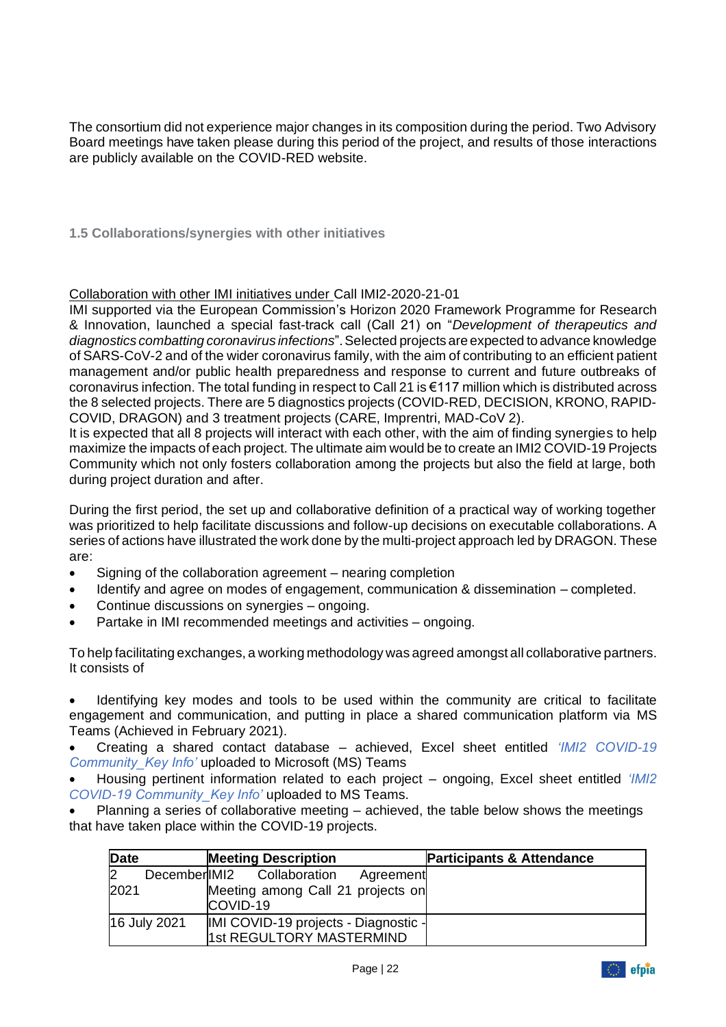The consortium did not experience major changes in its composition during the period. Two Advisory Board meetings have taken please during this period of the project, and results of those interactions are publicly available on the COVID-RED website.

### 1.5 Collaborations/synergies with other initiatives

Collaboration with other IMI initiatives under Call IMI2-2020-21-01

IMI supported via the European Commission's Horizon 2020 Framework Programme for Research & Innovation, launched a special fast-track call (Call 21) on "*Development of therapeutics and diagnostics combatting coronavirus infections*". Selected projects are expected to advance knowledge of SARS-CoV-2 and of the wider coronavirus family, with the aim of contributing to an efficient patient management and/or public health preparedness and response to current and future outbreaks of coronavirus infection. The total funding in respect to Call 21 is €117 million which is distributed across the 8 selected projects. There are 5 diagnostics projects (COVID-RED, DECISION, KRONO, RAPID-COVID, DRAGON) and 3 treatment projects (CARE, Imprentri, MAD-CoV 2).

It is expected that all 8 projects will interact with each other, with the aim of finding synergies to help maximize the impacts of each project. The ultimate aim would be to create an IMI2 COVID-19 Projects Community which not only fosters collaboration among the projects but also the field at large, both during project duration and after.

During the first period, the set up and collaborative definition of a practical way of working together was prioritized to help facilitate discussions and follow-up decisions on executable collaborations. A series of actions have illustrated the work done by the multi-project approach led by DRAGON. These are:

- Signing of the collaboration agreement – nearing completion
- Identify and agree on modes of engagement, communication & dissemination – completed.
- Continue discussions on synergies – ongoing.
- Partake in IMI recommended meetings and activities – ongoing.

To help facilitating exchanges, a working methodology was agreed amongst all collaborative partners. It consists of

- Identifying key modes and tools to be used within the community are critical to facilitate engagement and communication, and putting in place a shared communication platform via MS Teams (Achieved in February 2021).
- Creating a shared contact database – achieved, Excel sheet entitled *'IMI2 COVID-19 Community_Key Info'* uploaded to Microsoft (MS) Teams
- Housing pertinent information related to each project – ongoing, Excel sheet entitled *'IMI2 COVID-19 Community_Key Info'* uploaded to MS Teams.
- Planning a series of collaborative meeting – achieved, the table below shows the meetings that have taken place within the COVID-19 projects.

| Date | Meeting Description | Participants & Attendance |
|---|---|---|
| 2 December 2021 | IMI2 Collaboration Agreement Meeting among Call 21 projects on COVID-19 | |
| 16 July 2021 | IMI COVID-19 projects - Diagnostic - 1st REGULTORY MASTERMIND | |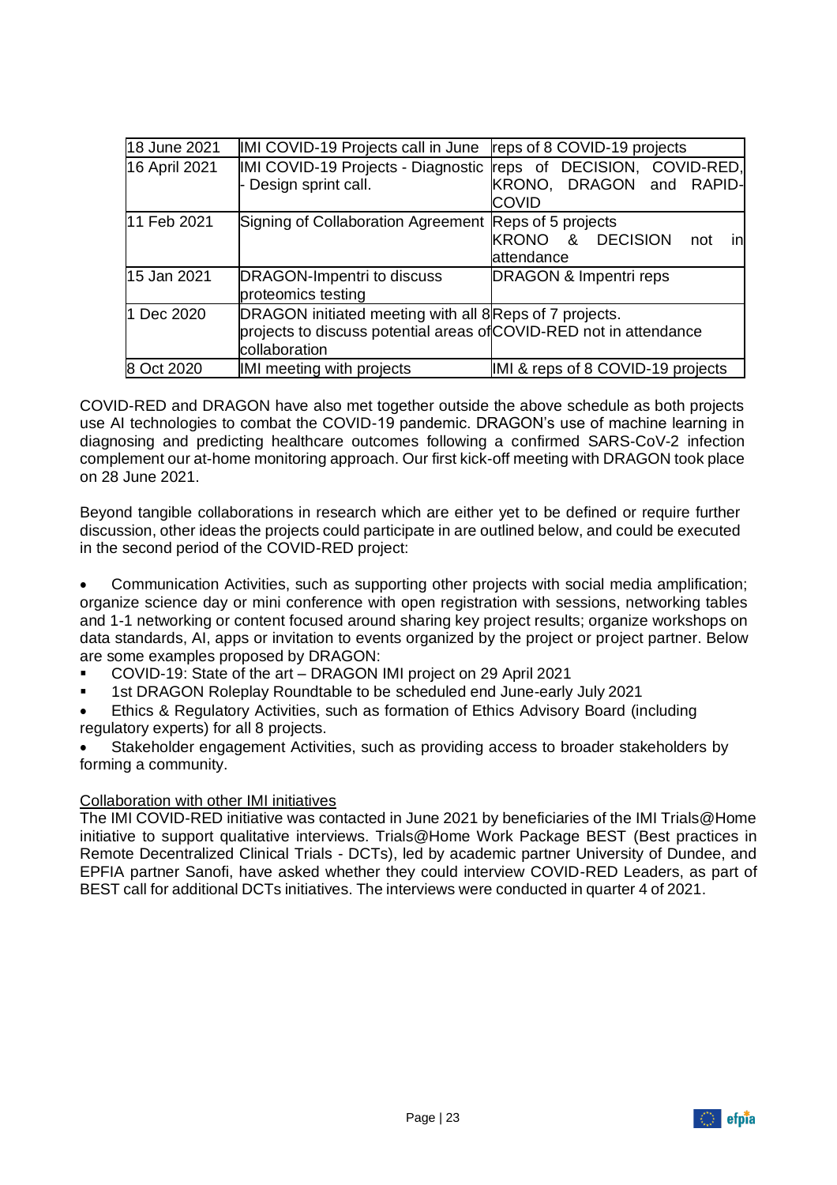| | | |
|---|---|---|
| 18 June 2021 | IMI COVID-19 Projects call in June | reps of 8 COVID-19 projects |
| 16 April 2021 | IMI COVID-19 Projects - Diagnostic - Design sprint call. | reps of DECISION, COVID-RED, KRONO, DRAGON and RAPID-COVID |
| 11 Feb 2021 | Signing of Collaboration Agreement | Reps of 5 projects KRONO & DECISION not in attendance |
| 15 Jan 2021 | DRAGON-Impentri to discuss proteomics testing | DRAGON & Impentri reps |
| 1 Dec 2020 | DRAGON initiated meeting with all 8 projects to discuss potential areas of collaboration | Reps of 7 projects. COVID-RED not in attendance |
| 8 Oct 2020 | IMI meeting with projects | IMI & reps of 8 COVID-19 projects |

COVID-RED and DRAGON have also met together outside the above schedule as both projects use AI technologies to combat the COVID-19 pandemic. DRAGON's use of machine learning in diagnosing and predicting healthcare outcomes following a confirmed SARS-CoV-2 infection complement our at-home monitoring approach. Our first kick-off meeting with DRAGON took place on 28 June 2021.

Beyond tangible collaborations in research which are either yet to be defined or require further discussion, other ideas the projects could participate in are outlined below, and could be executed in the second period of the COVID-RED project:

- Communication Activities, such as supporting other projects with social media amplification; organize science day or mini conference with open registration with sessions, networking tables and 1-1 networking or content focused around sharing key project results; organize workshops on data standards, AI, apps or invitation to events organized by the project or project partner. Below are some examples proposed by DRAGON:
  - COVID-19: State of the art – DRAGON IMI project on 29 April 2021
  - 1st DRAGON Roleplay Roundtable to be scheduled end June-early July 2021
- Ethics & Regulatory Activities, such as formation of Ethics Advisory Board (including regulatory experts) for all 8 projects.
- Stakeholder engagement Activities, such as providing access to broader stakeholders by forming a community.

<u>Collaboration with other IMI initiatives</u>

The IMI COVID-RED initiative was contacted in June 2021 by beneficiaries of the IMI Trials@Home initiative to support qualitative interviews. Trials@Home Work Package BEST (Best practices in Remote Decentralized Clinical Trials - DCTs), led by academic partner University of Dundee, and EPFIA partner Sanofi, have asked whether they could interview COVID-RED Leaders, as part of BEST call for additional DCTs initiatives. The interviews were conducted in quarter 4 of 2021.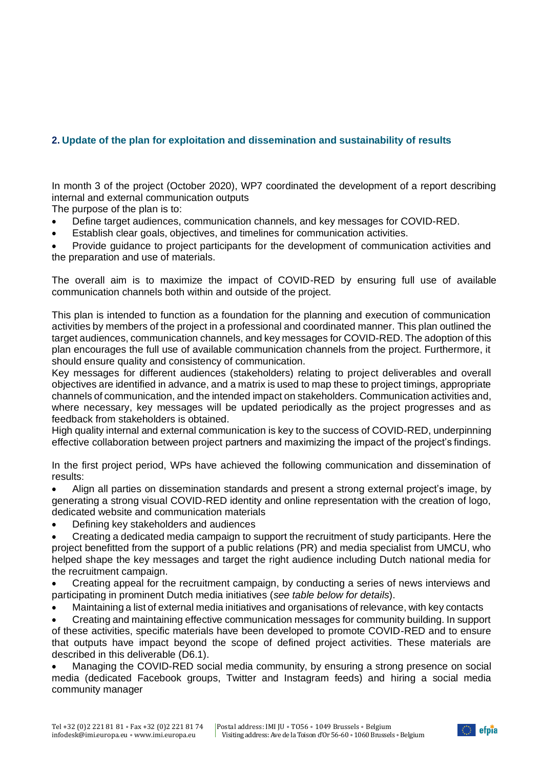## 2. Update of the plan for exploitation and dissemination and sustainability of results

In month 3 of the project (October 2020), WP7 coordinated the development of a report describing internal and external communication outputs

The purpose of the plan is to:

- Define target audiences, communication channels, and key messages for COVID-RED.
- Establish clear goals, objectives, and timelines for communication activities.
- Provide guidance to project participants for the development of communication activities and the preparation and use of materials.

The overall aim is to maximize the impact of COVID-RED by ensuring full use of available communication channels both within and outside of the project.

This plan is intended to function as a foundation for the planning and execution of communication activities by members of the project in a professional and coordinated manner. This plan outlined the target audiences, communication channels, and key messages for COVID-RED. The adoption of this plan encourages the full use of available communication channels from the project. Furthermore, it should ensure quality and consistency of communication.

Key messages for different audiences (stakeholders) relating to project deliverables and overall objectives are identified in advance, and a matrix is used to map these to project timings, appropriate channels of communication, and the intended impact on stakeholders. Communication activities and, where necessary, key messages will be updated periodically as the project progresses and as feedback from stakeholders is obtained.

High quality internal and external communication is key to the success of COVID-RED, underpinning effective collaboration between project partners and maximizing the impact of the project's findings.

In the first project period, WPs have achieved the following communication and dissemination of results:

- Align all parties on dissemination standards and present a strong external project's image, by generating a strong visual COVID-RED identity and online representation with the creation of logo, dedicated website and communication materials
- Defining key stakeholders and audiences
- Creating a dedicated media campaign to support the recruitment of study participants. Here the project benefitted from the support of a public relations (PR) and media specialist from UMCU, who helped shape the key messages and target the right audience including Dutch national media for the recruitment campaign.
- Creating appeal for the recruitment campaign, by conducting a series of news interviews and participating in prominent Dutch media initiatives (*see table below for details*).
- Maintaining a list of external media initiatives and organisations of relevance, with key contacts
- Creating and maintaining effective communication messages for community building. In support of these activities, specific materials have been developed to promote COVID-RED and to ensure that outputs have impact beyond the scope of defined project activities. These materials are described in this deliverable (D6.1).
- Managing the COVID-RED social media community, by ensuring a strong presence on social media (dedicated Facebook groups, Twitter and Instagram feeds) and hiring a social media community manager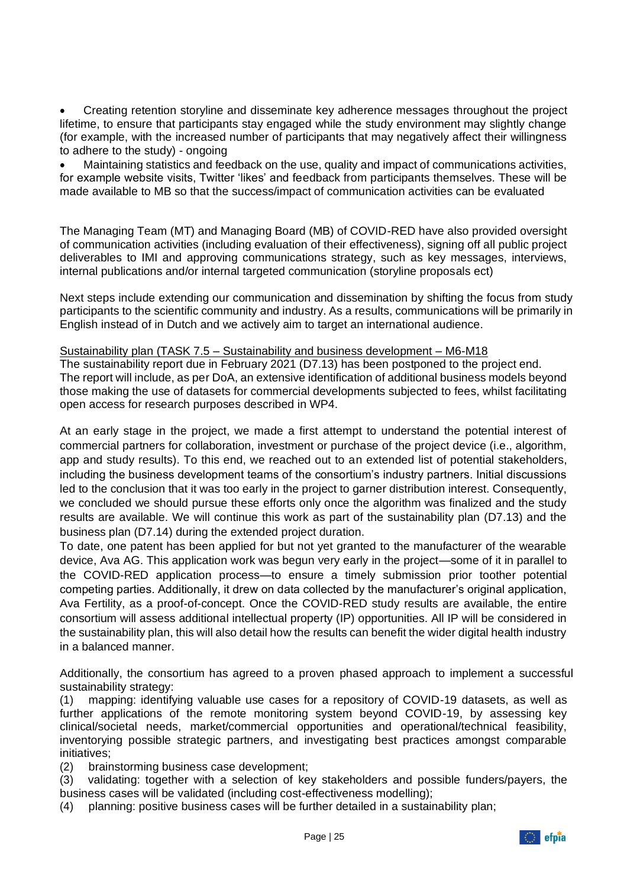- Creating retention storyline and disseminate key adherence messages throughout the project lifetime, to ensure that participants stay engaged while the study environment may slightly change (for example, with the increased number of participants that may negatively affect their willingness to adhere to the study) - ongoing
- Maintaining statistics and feedback on the use, quality and impact of communications activities, for example website visits, Twitter 'likes' and feedback from participants themselves. These will be made available to MB so that the success/impact of communication activities can be evaluated

The Managing Team (MT) and Managing Board (MB) of COVID-RED have also provided oversight of communication activities (including evaluation of their effectiveness), signing off all public project deliverables to IMI and approving communications strategy, such as key messages, interviews, internal publications and/or internal targeted communication (storyline proposals ect)

Next steps include extending our communication and dissemination by shifting the focus from study participants to the scientific community and industry. As a results, communications will be primarily in English instead of in Dutch and we actively aim to target an international audience.

Sustainability plan (TASK 7.5 – Sustainability and business development – M6-M18

The sustainability report due in February 2021 (D7.13) has been postponed to the project end. The report will include, as per DoA, an extensive identification of additional business models beyond those making the use of datasets for commercial developments subjected to fees, whilst facilitating open access for research purposes described in WP4.

At an early stage in the project, we made a first attempt to understand the potential interest of commercial partners for collaboration, investment or purchase of the project device (i.e., algorithm, app and study results). To this end, we reached out to an extended list of potential stakeholders, including the business development teams of the consortium's industry partners. Initial discussions led to the conclusion that it was too early in the project to garner distribution interest. Consequently, we concluded we should pursue these efforts only once the algorithm was finalized and the study results are available. We will continue this work as part of the sustainability plan (D7.13) and the business plan (D7.14) during the extended project duration.

To date, one patent has been applied for but not yet granted to the manufacturer of the wearable device, Ava AG. This application work was begun very early in the project—some of it in parallel to the COVID-RED application process—to ensure a timely submission prior toother potential competing parties. Additionally, it drew on data collected by the manufacturer's original application, Ava Fertility, as a proof-of-concept. Once the COVID-RED study results are available, the entire consortium will assess additional intellectual property (IP) opportunities. All IP will be considered in the sustainability plan, this will also detail how the results can benefit the wider digital health industry in a balanced manner.

Additionally, the consortium has agreed to a proven phased approach to implement a successful sustainability strategy:

(1) mapping: identifying valuable use cases for a repository of COVID-19 datasets, as well as further applications of the remote monitoring system beyond COVID-19, by assessing key clinical/societal needs, market/commercial opportunities and operational/technical feasibility, inventorying possible strategic partners, and investigating best practices amongst comparable initiatives;

(2) brainstorming business case development;

(3) validating: together with a selection of key stakeholders and possible funders/payers, the business cases will be validated (including cost-effectiveness modelling);

(4) planning: positive business cases will be further detailed in a sustainability plan;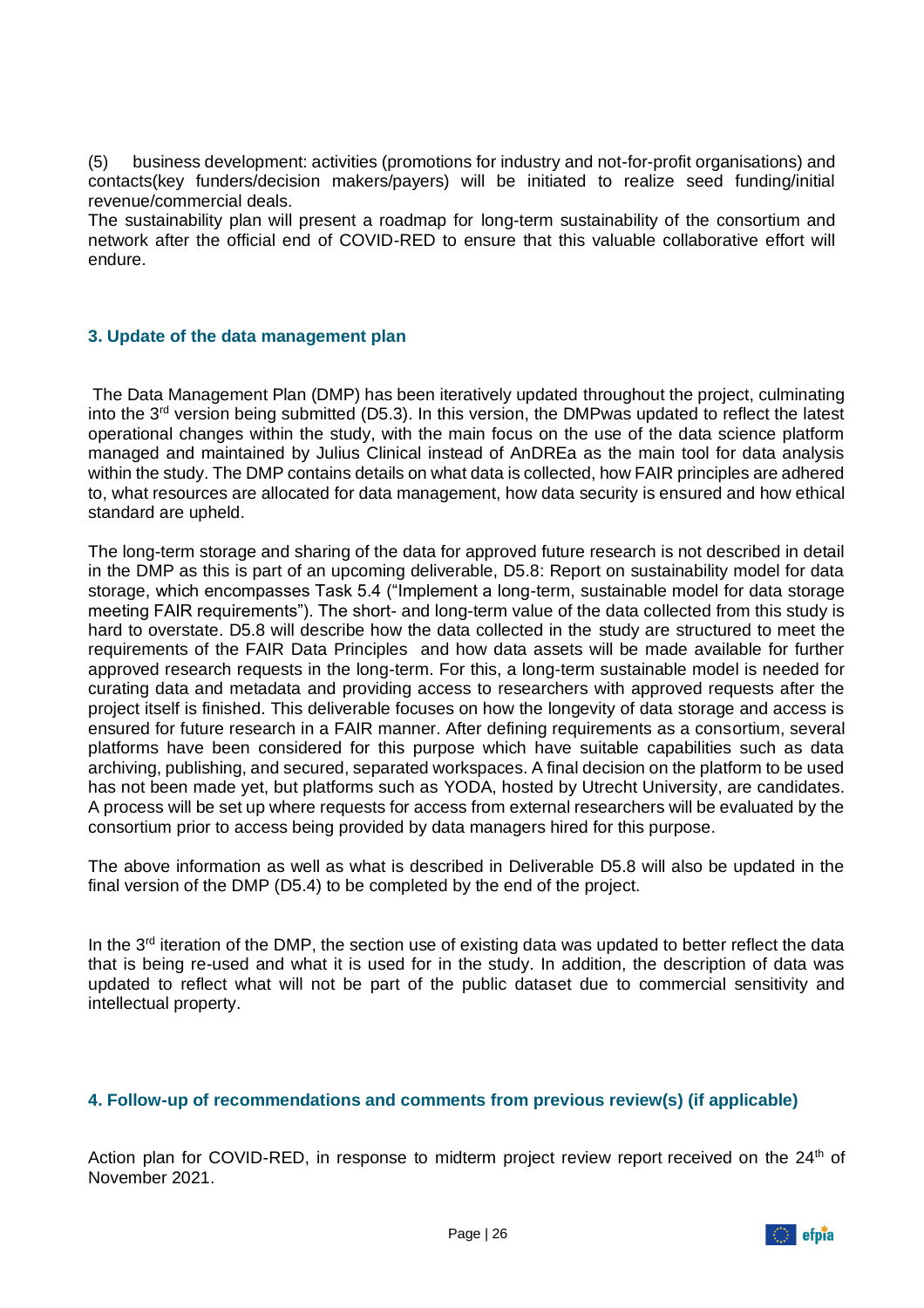(5) business development: activities (promotions for industry and not-for-profit organisations) and contacts(key funders/decision makers/payers) will be initiated to realize seed funding/initial revenue/commercial deals.

The sustainability plan will present a roadmap for long-term sustainability of the consortium and network after the official end of COVID-RED to ensure that this valuable collaborative effort will endure.

### 3. Update of the data management plan

The Data Management Plan (DMP) has been iteratively updated throughout the project, culminating into the 3rd version being submitted (D5.3). In this version, the DMPwas updated to reflect the latest operational changes within the study, with the main focus on the use of the data science platform managed and maintained by Julius Clinical instead of AnDREa as the main tool for data analysis within the study. The DMP contains details on what data is collected, how FAIR principles are adhered to, what resources are allocated for data management, how data security is ensured and how ethical standard are upheld.

The long-term storage and sharing of the data for approved future research is not described in detail in the DMP as this is part of an upcoming deliverable, D5.8: Report on sustainability model for data storage, which encompasses Task 5.4 ("Implement a long-term, sustainable model for data storage meeting FAIR requirements"). The short- and long-term value of the data collected from this study is hard to overstate. D5.8 will describe how the data collected in the study are structured to meet the requirements of the FAIR Data Principles and how data assets will be made available for further approved research requests in the long-term. For this, a long-term sustainable model is needed for curating data and metadata and providing access to researchers with approved requests after the project itself is finished. This deliverable focuses on how the longevity of data storage and access is ensured for future research in a FAIR manner. After defining requirements as a consortium, several platforms have been considered for this purpose which have suitable capabilities such as data archiving, publishing, and secured, separated workspaces. A final decision on the platform to be used has not been made yet, but platforms such as YODA, hosted by Utrecht University, are candidates. A process will be set up where requests for access from external researchers will be evaluated by the consortium prior to access being provided by data managers hired for this purpose.

The above information as well as what is described in Deliverable D5.8 will also be updated in the final version of the DMP (D5.4) to be completed by the end of the project.

In the 3rd iteration of the DMP, the section use of existing data was updated to better reflect the data that is being re-used and what it is used for in the study. In addition, the description of data was updated to reflect what will not be part of the public dataset due to commercial sensitivity and intellectual property.

### 4. Follow-up of recommendations and comments from previous review(s) (if applicable)

Action plan for COVID-RED, in response to midterm project review report received on the 24th of November 2021.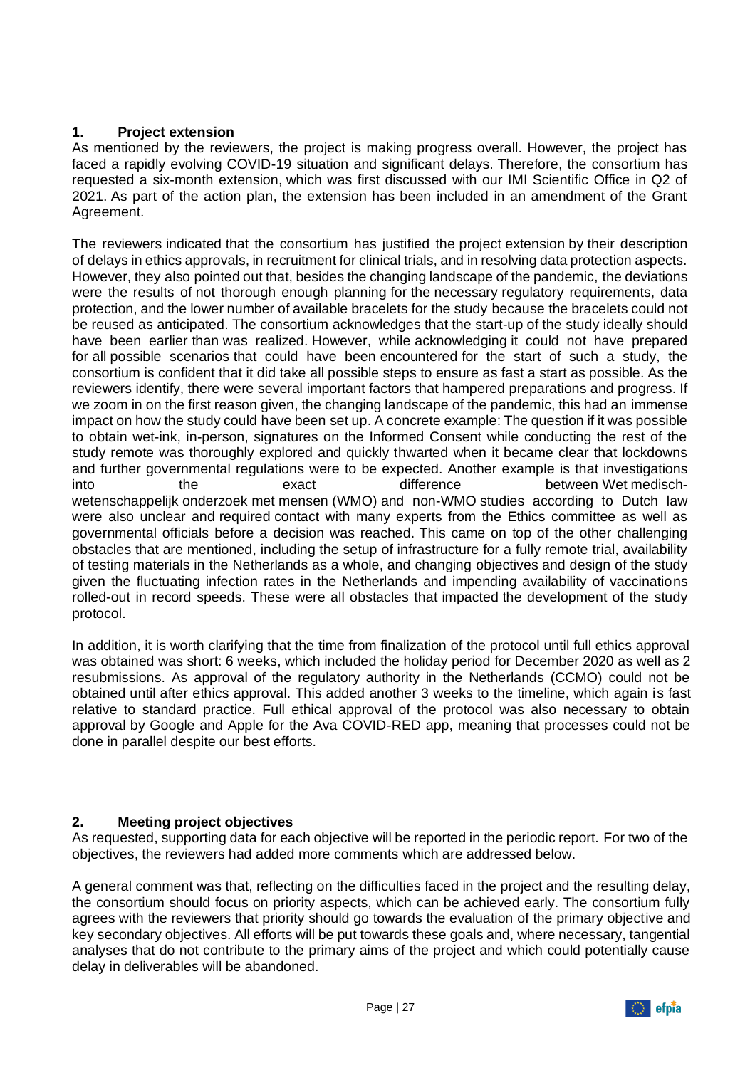## 1. Project extension

As mentioned by the reviewers, the project is making progress overall. However, the project has faced a rapidly evolving COVID-19 situation and significant delays. Therefore, the consortium has requested a six-month extension, which was first discussed with our IMI Scientific Office in Q2 of 2021. As part of the action plan, the extension has been included in an amendment of the Grant Agreement.

The reviewers indicated that the consortium has justified the project extension by their description of delays in ethics approvals, in recruitment for clinical trials, and in resolving data protection aspects. However, they also pointed out that, besides the changing landscape of the pandemic, the deviations were the results of not thorough enough planning for the necessary regulatory requirements, data protection, and the lower number of available bracelets for the study because the bracelets could not be reused as anticipated. The consortium acknowledges that the start-up of the study ideally should have been earlier than was realized. However, while acknowledging it could not have prepared for all possible scenarios that could have been encountered for the start of such a study, the consortium is confident that it did take all possible steps to ensure as fast a start as possible. As the reviewers identify, there were several important factors that hampered preparations and progress. If we zoom in on the first reason given, the changing landscape of the pandemic, this had an immense impact on how the study could have been set up. A concrete example: The question if it was possible to obtain wet-ink, in-person, signatures on the Informed Consent while conducting the rest of the study remote was thoroughly explored and quickly thwarted when it became clear that lockdowns and further governmental regulations were to be expected. Another example is that investigations into the exact difference between Wet medisch-wetenschappelijk onderzoek met mensen (WMO) and non-WMO studies according to Dutch law were also unclear and required contact with many experts from the Ethics committee as well as governmental officials before a decision was reached. This came on top of the other challenging obstacles that are mentioned, including the setup of infrastructure for a fully remote trial, availability of testing materials in the Netherlands as a whole, and changing objectives and design of the study given the fluctuating infection rates in the Netherlands and impending availability of vaccinations rolled-out in record speeds. These were all obstacles that impacted the development of the study protocol.

In addition, it is worth clarifying that the time from finalization of the protocol until full ethics approval was obtained was short: 6 weeks, which included the holiday period for December 2020 as well as 2 resubmissions. As approval of the regulatory authority in the Netherlands (CCMO) could not be obtained until after ethics approval. This added another 3 weeks to the timeline, which again is fast relative to standard practice. Full ethical approval of the protocol was also necessary to obtain approval by Google and Apple for the Ava COVID-RED app, meaning that processes could not be done in parallel despite our best efforts.

## 2. Meeting project objectives

As requested, supporting data for each objective will be reported in the periodic report. For two of the objectives, the reviewers had added more comments which are addressed below.

A general comment was that, reflecting on the difficulties faced in the project and the resulting delay, the consortium should focus on priority aspects, which can be achieved early. The consortium fully agrees with the reviewers that priority should go towards the evaluation of the primary objective and key secondary objectives. All efforts will be put towards these goals and, where necessary, tangential analyses that do not contribute to the primary aims of the project and which could potentially cause delay in deliverables will be abandoned.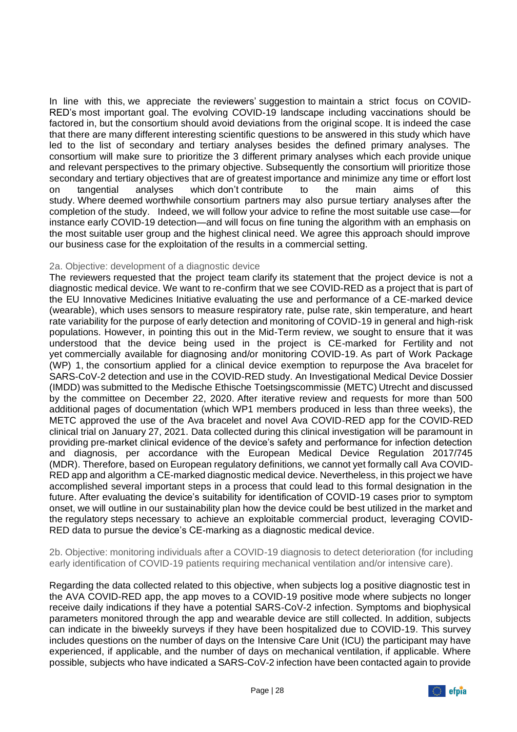In line with this, we appreciate the reviewers' suggestion to maintain a strict focus on COVID-RED's most important goal. The evolving COVID-19 landscape including vaccinations should be factored in, but the consortium should avoid deviations from the original scope. It is indeed the case that there are many different interesting scientific questions to be answered in this study which have led to the list of secondary and tertiary analyses besides the defined primary analyses. The consortium will make sure to prioritize the 3 different primary analyses which each provide unique and relevant perspectives to the primary objective. Subsequently the consortium will prioritize those secondary and tertiary objectives that are of greatest importance and minimize any time or effort lost on tangential analyses which don't contribute to the main aims of this study. Where deemed worthwhile consortium partners may also pursue tertiary analyses after the completion of the study. Indeed, we will follow your advice to refine the most suitable use case—for instance early COVID-19 detection—and will focus on fine tuning the algorithm with an emphasis on the most suitable user group and the highest clinical need. We agree this approach should improve our business case for the exploitation of the results in a commercial setting.

### 2a. Objective: development of a diagnostic device

The reviewers requested that the project team clarify its statement that the project device is not a diagnostic medical device. We want to re-confirm that we see COVID-RED as a project that is part of the EU Innovative Medicines Initiative evaluating the use and performance of a CE-marked device (wearable), which uses sensors to measure respiratory rate, pulse rate, skin temperature, and heart rate variability for the purpose of early detection and monitoring of COVID-19 in general and high-risk populations. However, in pointing this out in the Mid-Term review, we sought to ensure that it was understood that the device being used in the project is CE-marked for Fertility and not yet commercially available for diagnosing and/or monitoring COVID-19. As part of Work Package (WP) 1, the consortium applied for a clinical device exemption to repurpose the Ava bracelet for SARS-CoV-2 detection and use in the COVID-RED study. An Investigational Medical Device Dossier (IMDD) was submitted to the Medische Ethische Toetsingscommissie (METC) Utrecht and discussed by the committee on December 22, 2020. After iterative review and requests for more than 500 additional pages of documentation (which WP1 members produced in less than three weeks), the METC approved the use of the Ava bracelet and novel Ava COVID-RED app for the COVID-RED clinical trial on January 27, 2021. Data collected during this clinical investigation will be paramount in providing pre-market clinical evidence of the device's safety and performance for infection detection and diagnosis, per accordance with the European Medical Device Regulation 2017/745 (MDR). Therefore, based on European regulatory definitions, we cannot yet formally call Ava COVID-RED app and algorithm a CE-marked diagnostic medical device. Nevertheless, in this project we have accomplished several important steps in a process that could lead to this formal designation in the future. After evaluating the device's suitability for identification of COVID-19 cases prior to symptom onset, we will outline in our sustainability plan how the device could be best utilized in the market and the regulatory steps necessary to achieve an exploitable commercial product, leveraging COVID-RED data to pursue the device's CE-marking as a diagnostic medical device.

### 2b. Objective: monitoring individuals after a COVID-19 diagnosis to detect deterioration (for including early identification of COVID-19 patients requiring mechanical ventilation and/or intensive care).

Regarding the data collected related to this objective, when subjects log a positive diagnostic test in the AVA COVID-RED app, the app moves to a COVID-19 positive mode where subjects no longer receive daily indications if they have a potential SARS-CoV-2 infection. Symptoms and biophysical parameters monitored through the app and wearable device are still collected. In addition, subjects can indicate in the biweekly surveys if they have been hospitalized due to COVID-19. This survey includes questions on the number of days on the Intensive Care Unit (ICU) the participant may have experienced, if applicable, and the number of days on mechanical ventilation, if applicable. Where possible, subjects who have indicated a SARS-CoV-2 infection have been contacted again to provide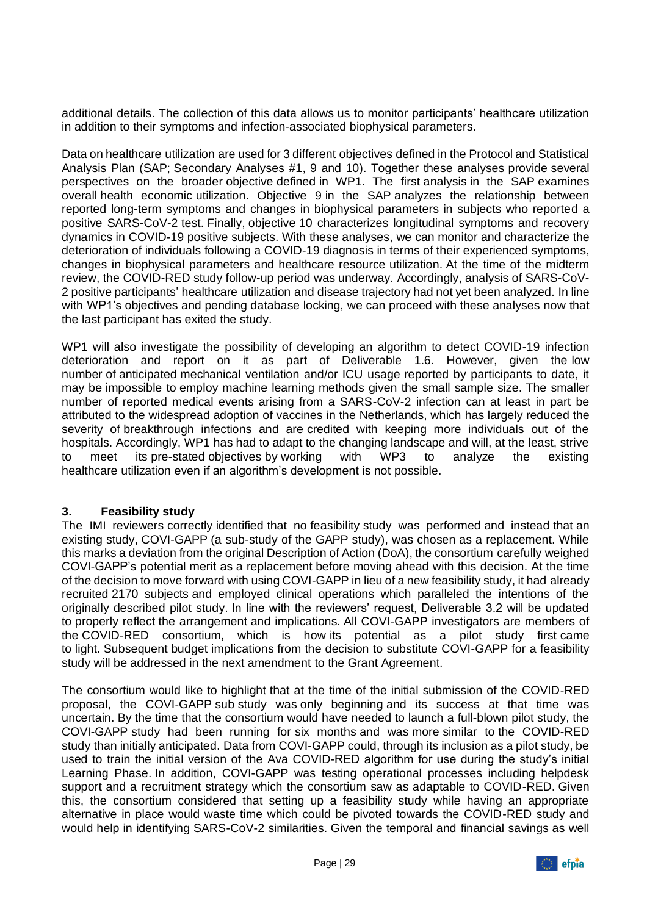additional details. The collection of this data allows us to monitor participants' healthcare utilization in addition to their symptoms and infection-associated biophysical parameters.

Data on healthcare utilization are used for 3 different objectives defined in the Protocol and Statistical Analysis Plan (SAP; Secondary Analyses #1, 9 and 10). Together these analyses provide several perspectives on the broader objective defined in WP1. The first analysis in the SAP examines overall health economic utilization. Objective 9 in the SAP analyzes the relationship between reported long-term symptoms and changes in biophysical parameters in subjects who reported a positive SARS-CoV-2 test. Finally, objective 10 characterizes longitudinal symptoms and recovery dynamics in COVID-19 positive subjects. With these analyses, we can monitor and characterize the deterioration of individuals following a COVID-19 diagnosis in terms of their experienced symptoms, changes in biophysical parameters and healthcare resource utilization. At the time of the midterm review, the COVID-RED study follow-up period was underway. Accordingly, analysis of SARS-CoV-2 positive participants' healthcare utilization and disease trajectory had not yet been analyzed. In line with WP1's objectives and pending database locking, we can proceed with these analyses now that the last participant has exited the study.

WP1 will also investigate the possibility of developing an algorithm to detect COVID-19 infection deterioration and report on it as part of Deliverable 1.6. However, given the low number of anticipated mechanical ventilation and/or ICU usage reported by participants to date, it may be impossible to employ machine learning methods given the small sample size. The smaller number of reported medical events arising from a SARS-CoV-2 infection can at least in part be attributed to the widespread adoption of vaccines in the Netherlands, which has largely reduced the severity of breakthrough infections and are credited with keeping more individuals out of the hospitals. Accordingly, WP1 has had to adapt to the changing landscape and will, at the least, strive to meet its pre-stated objectives by working with WP3 to analyze the existing healthcare utilization even if an algorithm's development is not possible.

## 3. Feasibility study

The IMI reviewers correctly identified that no feasibility study was performed and instead that an existing study, COVI-GAPP (a sub-study of the GAPP study), was chosen as a replacement. While this marks a deviation from the original Description of Action (DoA), the consortium carefully weighed COVI-GAPP's potential merit as a replacement before moving ahead with this decision. At the time of the decision to move forward with using COVI-GAPP in lieu of a new feasibility study, it had already recruited 2170 subjects and employed clinical operations which paralleled the intentions of the originally described pilot study. In line with the reviewers' request, Deliverable 3.2 will be updated to properly reflect the arrangement and implications. All COVI-GAPP investigators are members of the COVID-RED consortium, which is how its potential as a pilot study first came to light. Subsequent budget implications from the decision to substitute COVI-GAPP for a feasibility study will be addressed in the next amendment to the Grant Agreement.

The consortium would like to highlight that at the time of the initial submission of the COVID-RED proposal, the COVI-GAPP sub study was only beginning and its success at that time was uncertain. By the time that the consortium would have needed to launch a full-blown pilot study, the COVI-GAPP study had been running for six months and was more similar to the COVID-RED study than initially anticipated. Data from COVI-GAPP could, through its inclusion as a pilot study, be used to train the initial version of the Ava COVID-RED algorithm for use during the study's initial Learning Phase. In addition, COVI-GAPP was testing operational processes including helpdesk support and a recruitment strategy which the consortium saw as adaptable to COVID-RED. Given this, the consortium considered that setting up a feasibility study while having an appropriate alternative in place would waste time which could be pivoted towards the COVID-RED study and would help in identifying SARS-CoV-2 similarities. Given the temporal and financial savings as well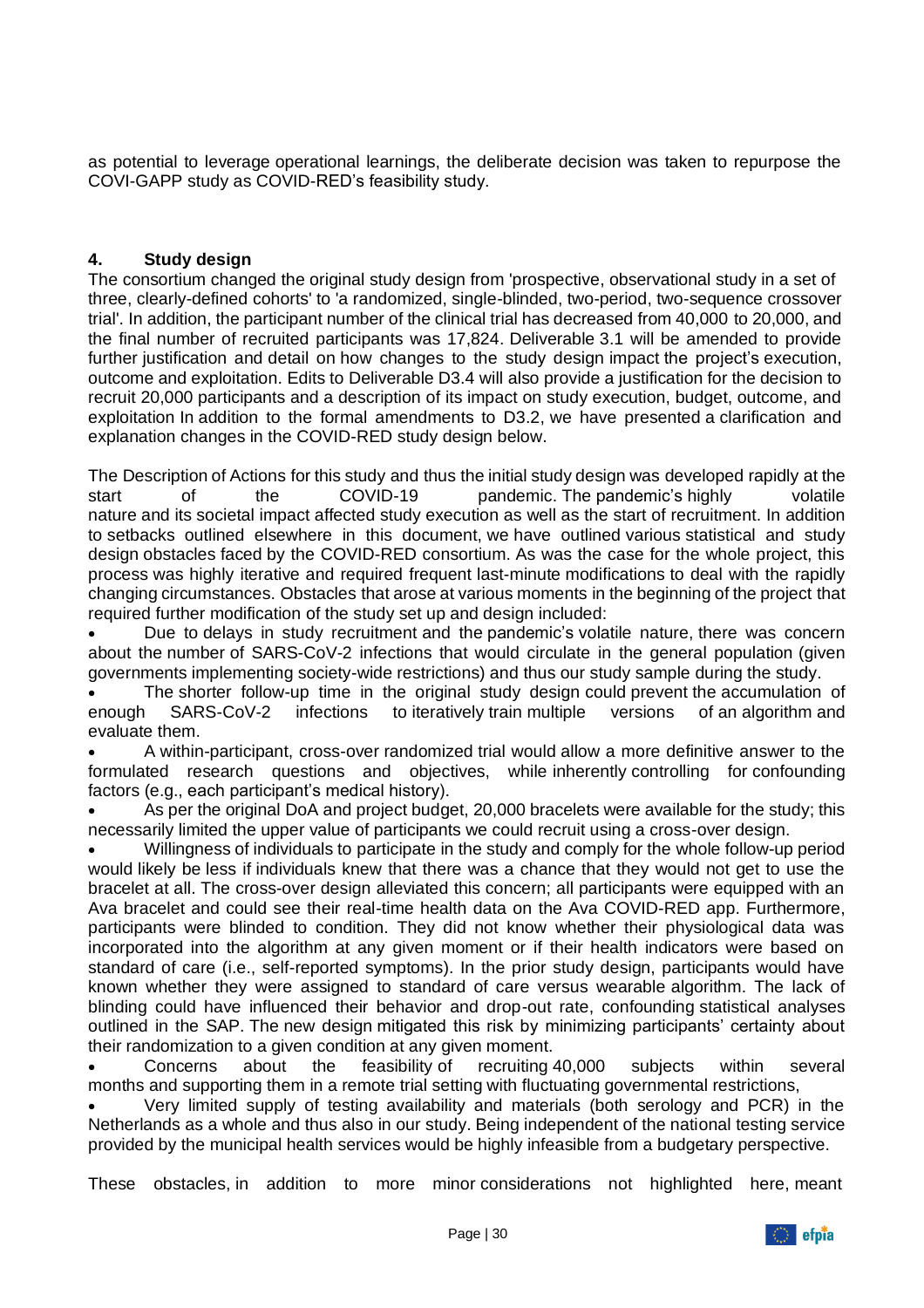as potential to leverage operational learnings, the deliberate decision was taken to repurpose the COVI-GAPP study as COVID-RED's feasibility study.

## 4. Study design

The consortium changed the original study design from 'prospective, observational study in a set of three, clearly-defined cohorts' to 'a randomized, single-blinded, two-period, two-sequence crossover trial'. In addition, the participant number of the clinical trial has decreased from 40,000 to 20,000, and the final number of recruited participants was 17,824. Deliverable 3.1 will be amended to provide further justification and detail on how changes to the study design impact the project's execution, outcome and exploitation. Edits to Deliverable D3.4 will also provide a justification for the decision to recruit 20,000 participants and a description of its impact on study execution, budget, outcome, and exploitation In addition to the formal amendments to D3.2, we have presented a clarification and explanation changes in the COVID-RED study design below.

The Description of Actions for this study and thus the initial study design was developed rapidly at the start of the COVID-19 pandemic. The pandemic's highly volatile nature and its societal impact affected study execution as well as the start of recruitment. In addition to setbacks outlined elsewhere in this document, we have outlined various statistical and study design obstacles faced by the COVID-RED consortium. As was the case for the whole project, this process was highly iterative and required frequent last-minute modifications to deal with the rapidly changing circumstances. Obstacles that arose at various moments in the beginning of the project that required further modification of the study set up and design included:

- Due to delays in study recruitment and the pandemic's volatile nature, there was concern about the number of SARS-CoV-2 infections that would circulate in the general population (given governments implementing society-wide restrictions) and thus our study sample during the study.
- The shorter follow-up time in the original study design could prevent the accumulation of enough SARS-CoV-2 infections to iteratively train multiple versions of an algorithm and evaluate them.
- A within-participant, cross-over randomized trial would allow a more definitive answer to the formulated research questions and objectives, while inherently controlling for confounding factors (e.g., each participant's medical history).
- As per the original DoA and project budget, 20,000 bracelets were available for the study; this necessarily limited the upper value of participants we could recruit using a cross-over design.
- Willingness of individuals to participate in the study and comply for the whole follow-up period would likely be less if individuals knew that there was a chance that they would not get to use the bracelet at all. The cross-over design alleviated this concern; all participants were equipped with an Ava bracelet and could see their real-time health data on the Ava COVID-RED app. Furthermore, participants were blinded to condition. They did not know whether their physiological data was incorporated into the algorithm at any given moment or if their health indicators were based on standard of care (i.e., self-reported symptoms). In the prior study design, participants would have known whether they were assigned to standard of care versus wearable algorithm. The lack of blinding could have influenced their behavior and drop-out rate, confounding statistical analyses outlined in the SAP. The new design mitigated this risk by minimizing participants' certainty about their randomization to a given condition at any given moment.
- Concerns about the feasibility of recruiting 40,000 subjects within several months and supporting them in a remote trial setting with fluctuating governmental restrictions,
- Very limited supply of testing availability and materials (both serology and PCR) in the Netherlands as a whole and thus also in our study. Being independent of the national testing service provided by the municipal health services would be highly infeasible from a budgetary perspective.

These obstacles, in addition to more minor considerations not highlighted here, meant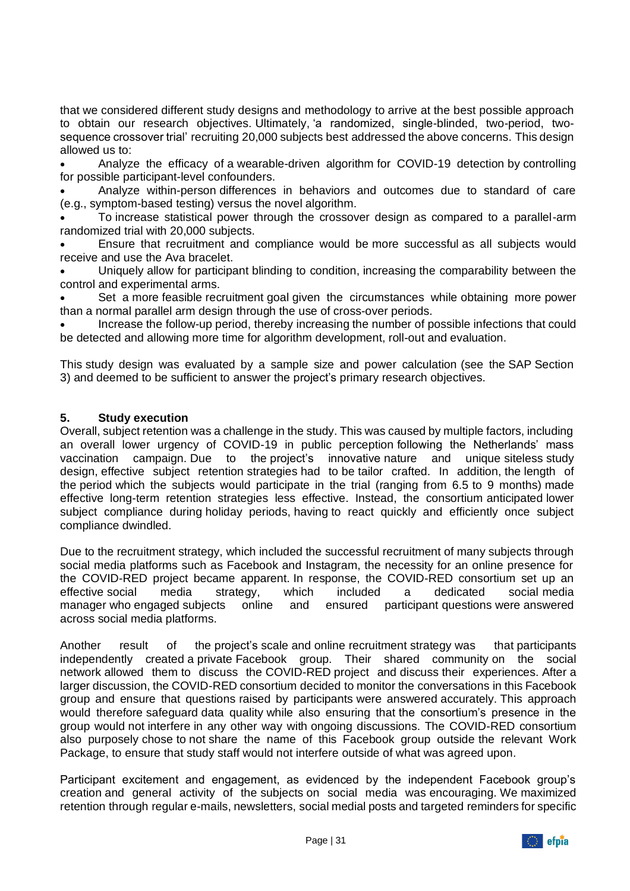that we considered different study designs and methodology to arrive at the best possible approach to obtain our research objectives. Ultimately, 'a randomized, single-blinded, two-period, two-sequence crossover trial' recruiting 20,000 subjects best addressed the above concerns. This design allowed us to:

- Analyze the efficacy of a wearable-driven algorithm for COVID-19 detection by controlling for possible participant-level confounders.
- Analyze within-person differences in behaviors and outcomes due to standard of care (e.g., symptom-based testing) versus the novel algorithm.
- To increase statistical power through the crossover design as compared to a parallel-arm randomized trial with 20,000 subjects.
- Ensure that recruitment and compliance would be more successful as all subjects would receive and use the Ava bracelet.
- Uniquely allow for participant blinding to condition, increasing the comparability between the control and experimental arms.
- Set a more feasible recruitment goal given the circumstances while obtaining more power than a normal parallel arm design through the use of cross-over periods.
- Increase the follow-up period, thereby increasing the number of possible infections that could be detected and allowing more time for algorithm development, roll-out and evaluation.

This study design was evaluated by a sample size and power calculation (see the SAP Section 3) and deemed to be sufficient to answer the project's primary research objectives.

## 5. Study execution

Overall, subject retention was a challenge in the study. This was caused by multiple factors, including an overall lower urgency of COVID-19 in public perception following the Netherlands' mass vaccination campaign. Due to the project's innovative nature and unique siteless study design, effective subject retention strategies had to be tailor crafted. In addition, the length of the period which the subjects would participate in the trial (ranging from 6.5 to 9 months) made effective long-term retention strategies less effective. Instead, the consortium anticipated lower subject compliance during holiday periods, having to react quickly and efficiently once subject compliance dwindled.

Due to the recruitment strategy, which included the successful recruitment of many subjects through social media platforms such as Facebook and Instagram, the necessity for an online presence for the COVID-RED project became apparent. In response, the COVID-RED consortium set up an effective social media strategy, which included a dedicated social media manager who engaged subjects online and ensured participant questions were answered across social media platforms.

Another result of the project's scale and online recruitment strategy was that participants independently created a private Facebook group. Their shared community on the social network allowed them to discuss the COVID-RED project and discuss their experiences. After a larger discussion, the COVID-RED consortium decided to monitor the conversations in this Facebook group and ensure that questions raised by participants were answered accurately. This approach would therefore safeguard data quality while also ensuring that the consortium's presence in the group would not interfere in any other way with ongoing discussions. The COVID-RED consortium also purposely chose to not share the name of this Facebook group outside the relevant Work Package, to ensure that study staff would not interfere outside of what was agreed upon.

Participant excitement and engagement, as evidenced by the independent Facebook group's creation and general activity of the subjects on social media was encouraging. We maximized retention through regular e-mails, newsletters, social medial posts and targeted reminders for specific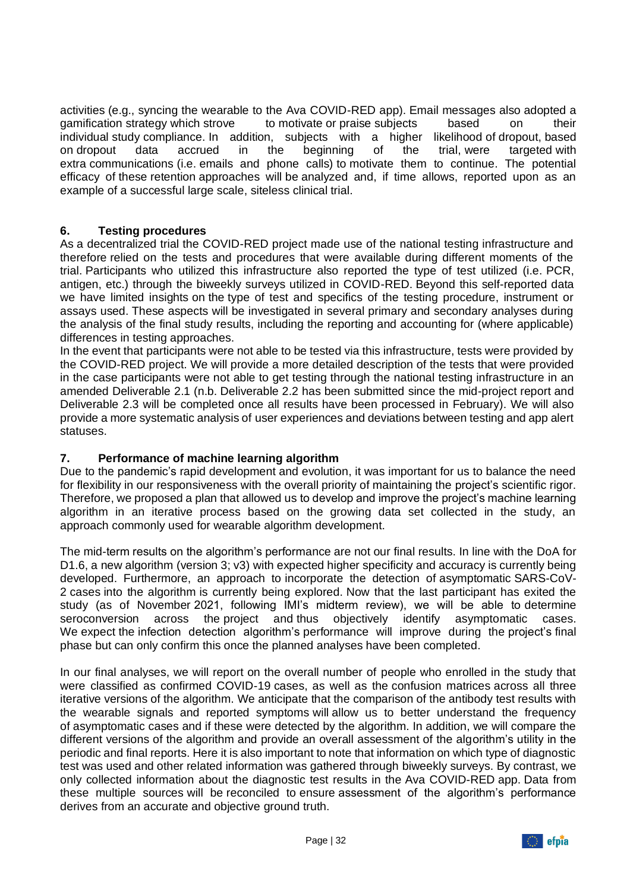activities (e.g., syncing the wearable to the Ava COVID-RED app). Email messages also adopted a gamification strategy which strove to motivate or praise subjects based on their individual study compliance. In addition, subjects with a higher likelihood of dropout, based on dropout data accrued in the beginning of the trial, were targeted with extra communications (i.e. emails and phone calls) to motivate them to continue. The potential efficacy of these retention approaches will be analyzed and, if time allows, reported upon as an example of a successful large scale, siteless clinical trial.

## 6. Testing procedures

As a decentralized trial the COVID-RED project made use of the national testing infrastructure and therefore relied on the tests and procedures that were available during different moments of the trial. Participants who utilized this infrastructure also reported the type of test utilized (i.e. PCR, antigen, etc.) through the biweekly surveys utilized in COVID-RED. Beyond this self-reported data we have limited insights on the type of test and specifics of the testing procedure, instrument or assays used. These aspects will be investigated in several primary and secondary analyses during the analysis of the final study results, including the reporting and accounting for (where applicable) differences in testing approaches.

In the event that participants were not able to be tested via this infrastructure, tests were provided by the COVID-RED project. We will provide a more detailed description of the tests that were provided in the case participants were not able to get testing through the national testing infrastructure in an amended Deliverable 2.1 (n.b. Deliverable 2.2 has been submitted since the mid-project report and Deliverable 2.3 will be completed once all results have been processed in February). We will also provide a more systematic analysis of user experiences and deviations between testing and app alert statuses.

## 7. Performance of machine learning algorithm

Due to the pandemic's rapid development and evolution, it was important for us to balance the need for flexibility in our responsiveness with the overall priority of maintaining the project's scientific rigor. Therefore, we proposed a plan that allowed us to develop and improve the project's machine learning algorithm in an iterative process based on the growing data set collected in the study, an approach commonly used for wearable algorithm development.

The mid-term results on the algorithm's performance are not our final results. In line with the DoA for D1.6, a new algorithm (version 3; v3) with expected higher specificity and accuracy is currently being developed. Furthermore, an approach to incorporate the detection of asymptomatic SARS-CoV-2 cases into the algorithm is currently being explored. Now that the last participant has exited the study (as of November 2021, following IMI's midterm review), we will be able to determine seroconversion across the project and thus objectively identify asymptomatic cases. We expect the infection detection algorithm's performance will improve during the project's final phase but can only confirm this once the planned analyses have been completed.

In our final analyses, we will report on the overall number of people who enrolled in the study that were classified as confirmed COVID-19 cases, as well as the confusion matrices across all three iterative versions of the algorithm. We anticipate that the comparison of the antibody test results with the wearable signals and reported symptoms will allow us to better understand the frequency of asymptomatic cases and if these were detected by the algorithm. In addition, we will compare the different versions of the algorithm and provide an overall assessment of the algorithm's utility in the periodic and final reports. Here it is also important to note that information on which type of diagnostic test was used and other related information was gathered through biweekly surveys. By contrast, we only collected information about the diagnostic test results in the Ava COVID-RED app. Data from these multiple sources will be reconciled to ensure assessment of the algorithm's performance derives from an accurate and objective ground truth.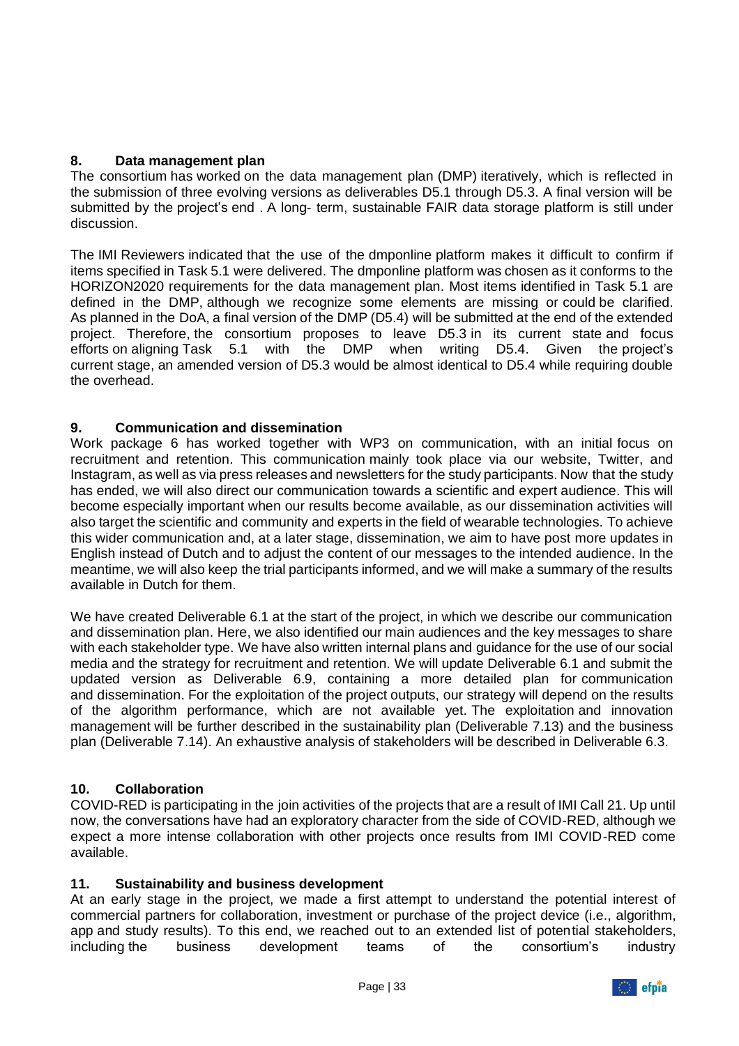## 8. Data management plan

The consortium has worked on the data management plan (DMP) iteratively, which is reflected in the submission of three evolving versions as deliverables D5.1 through D5.3. A final version will be submitted by the project's end . A long- term, sustainable FAIR data storage platform is still under discussion.

The IMI Reviewers indicated that the use of the dmponline platform makes it difficult to confirm if items specified in Task 5.1 were delivered. The dmponline platform was chosen as it conforms to the HORIZON2020 requirements for the data management plan. Most items identified in Task 5.1 are defined in the DMP, although we recognize some elements are missing or could be clarified. As planned in the DoA, a final version of the DMP (D5.4) will be submitted at the end of the extended project. Therefore, the consortium proposes to leave D5.3 in its current state and focus efforts on aligning Task 5.1 with the DMP when writing D5.4. Given the project's current stage, an amended version of D5.3 would be almost identical to D5.4 while requiring double the overhead.

## 9. Communication and dissemination

Work package 6 has worked together with WP3 on communication, with an initial focus on recruitment and retention. This communication mainly took place via our website, Twitter, and Instagram, as well as via press releases and newsletters for the study participants. Now that the study has ended, we will also direct our communication towards a scientific and expert audience. This will become especially important when our results become available, as our dissemination activities will also target the scientific and community and experts in the field of wearable technologies. To achieve this wider communication and, at a later stage, dissemination, we aim to have post more updates in English instead of Dutch and to adjust the content of our messages to the intended audience. In the meantime, we will also keep the trial participants informed, and we will make a summary of the results available in Dutch for them.

We have created Deliverable 6.1 at the start of the project, in which we describe our communication and dissemination plan. Here, we also identified our main audiences and the key messages to share with each stakeholder type. We have also written internal plans and guidance for the use of our social media and the strategy for recruitment and retention. We will update Deliverable 6.1 and submit the updated version as Deliverable 6.9, containing a more detailed plan for communication and dissemination. For the exploitation of the project outputs, our strategy will depend on the results of the algorithm performance, which are not available yet. The exploitation and innovation management will be further described in the sustainability plan (Deliverable 7.13) and the business plan (Deliverable 7.14). An exhaustive analysis of stakeholders will be described in Deliverable 6.3.

## 10. Collaboration

COVID-RED is participating in the join activities of the projects that are a result of IMI Call 21. Up until now, the conversations have had an exploratory character from the side of COVID-RED, although we expect a more intense collaboration with other projects once results from IMI COVID-RED come available.

## 11. Sustainability and business development

At an early stage in the project, we made a first attempt to understand the potential interest of commercial partners for collaboration, investment or purchase of the project device (i.e., algorithm, app and study results). To this end, we reached out to an extended list of potential stakeholders, including the business development teams of the consortium's industry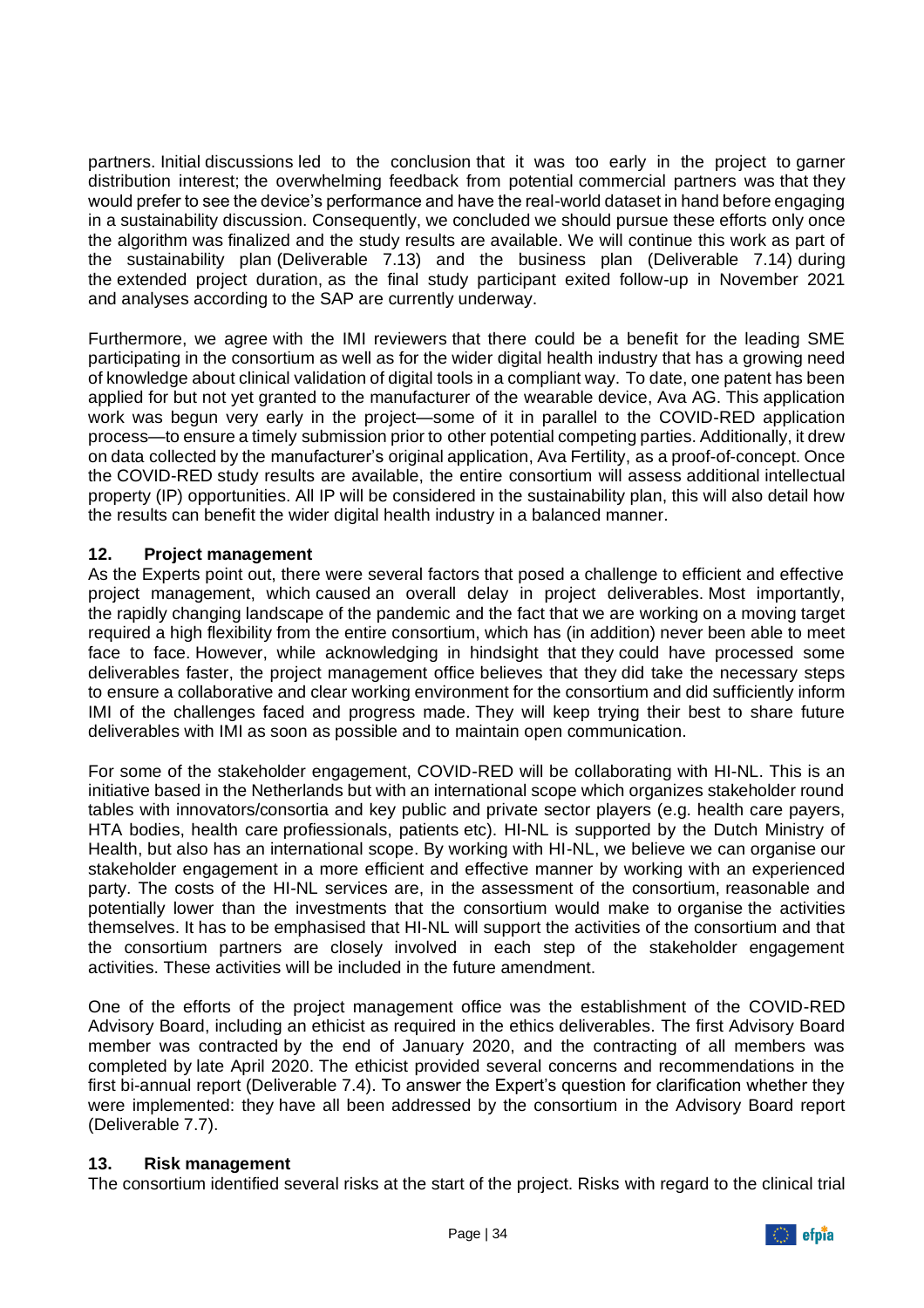partners. Initial discussions led to the conclusion that it was too early in the project to garner distribution interest; the overwhelming feedback from potential commercial partners was that they would prefer to see the device's performance and have the real-world dataset in hand before engaging in a sustainability discussion. Consequently, we concluded we should pursue these efforts only once the algorithm was finalized and the study results are available. We will continue this work as part of the sustainability plan (Deliverable 7.13) and the business plan (Deliverable 7.14) during the extended project duration, as the final study participant exited follow-up in November 2021 and analyses according to the SAP are currently underway.

Furthermore, we agree with the IMI reviewers that there could be a benefit for the leading SME participating in the consortium as well as for the wider digital health industry that has a growing need of knowledge about clinical validation of digital tools in a compliant way. To date, one patent has been applied for but not yet granted to the manufacturer of the wearable device, Ava AG. This application work was begun very early in the project—some of it in parallel to the COVID-RED application process—to ensure a timely submission prior to other potential competing parties. Additionally, it drew on data collected by the manufacturer's original application, Ava Fertility, as a proof-of-concept. Once the COVID-RED study results are available, the entire consortium will assess additional intellectual property (IP) opportunities. All IP will be considered in the sustainability plan, this will also detail how the results can benefit the wider digital health industry in a balanced manner.

## 12. Project management

As the Experts point out, there were several factors that posed a challenge to efficient and effective project management, which caused an overall delay in project deliverables. Most importantly, the rapidly changing landscape of the pandemic and the fact that we are working on a moving target required a high flexibility from the entire consortium, which has (in addition) never been able to meet face to face. However, while acknowledging in hindsight that they could have processed some deliverables faster, the project management office believes that they did take the necessary steps to ensure a collaborative and clear working environment for the consortium and did sufficiently inform IMI of the challenges faced and progress made. They will keep trying their best to share future deliverables with IMI as soon as possible and to maintain open communication.

For some of the stakeholder engagement, COVID-RED will be collaborating with HI-NL. This is an initiative based in the Netherlands but with an international scope which organizes stakeholder round tables with innovators/consortia and key public and private sector players (e.g. health care payers, HTA bodies, health care profiessionals, patients etc). HI-NL is supported by the Dutch Ministry of Health, but also has an international scope. By working with HI-NL, we believe we can organise our stakeholder engagement in a more efficient and effective manner by working with an experienced party. The costs of the HI-NL services are, in the assessment of the consortium, reasonable and potentially lower than the investments that the consortium would make to organise the activities themselves. It has to be emphasised that HI-NL will support the activities of the consortium and that the consortium partners are closely involved in each step of the stakeholder engagement activities. These activities will be included in the future amendment.

One of the efforts of the project management office was the establishment of the COVID-RED Advisory Board, including an ethicist as required in the ethics deliverables. The first Advisory Board member was contracted by the end of January 2020, and the contracting of all members was completed by late April 2020. The ethicist provided several concerns and recommendations in the first bi-annual report (Deliverable 7.4). To answer the Expert's question for clarification whether they were implemented: they have all been addressed by the consortium in the Advisory Board report (Deliverable 7.7).

## 13. Risk management

The consortium identified several risks at the start of the project. Risks with regard to the clinical trial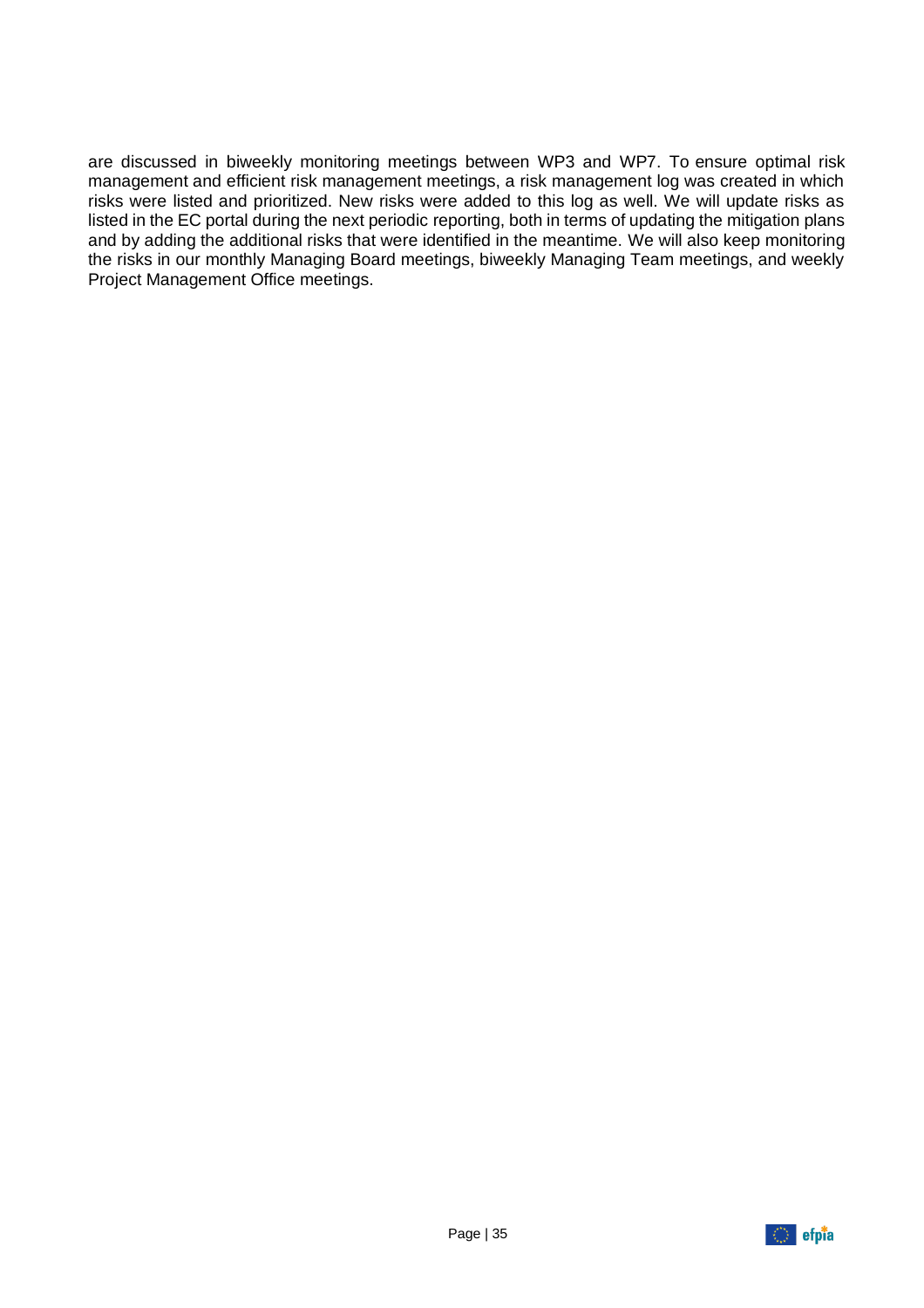are discussed in biweekly monitoring meetings between WP3 and WP7. To ensure optimal risk management and efficient risk management meetings, a risk management log was created in which risks were listed and prioritized. New risks were added to this log as well. We will update risks as listed in the EC portal during the next periodic reporting, both in terms of updating the mitigation plans and by adding the additional risks that were identified in the meantime. We will also keep monitoring the risks in our monthly Managing Board meetings, biweekly Managing Team meetings, and weekly Project Management Office meetings.